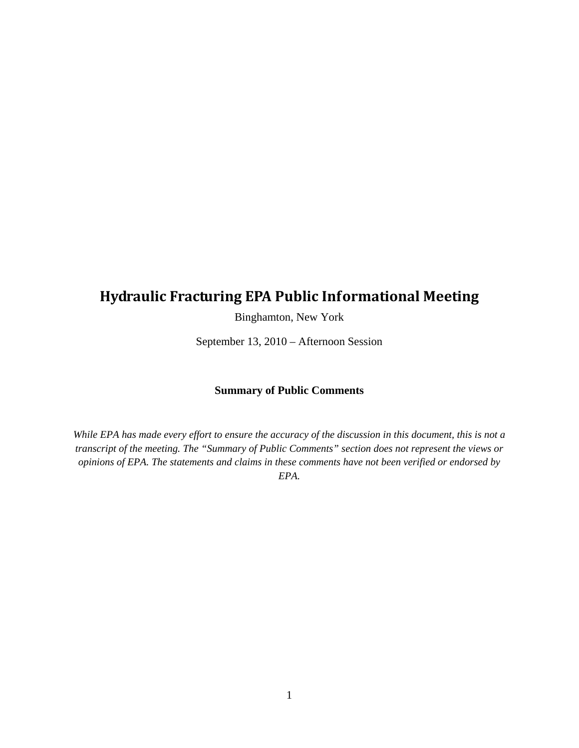# Hydraulic Fracturing EPA Public Informational Meeting

Binghamton, New York

September 13, 2010 – Afternoon Session

**Summary of Public Comments**

*While EPA has made every effort to ensure the accuracy of the discussion in this document, this is not a transcript of the meeting. The "Summary of Public Comments" section does not represent the views or opinions of EPA. The statements and claims in these comments have not been verified or endorsed by EPA.*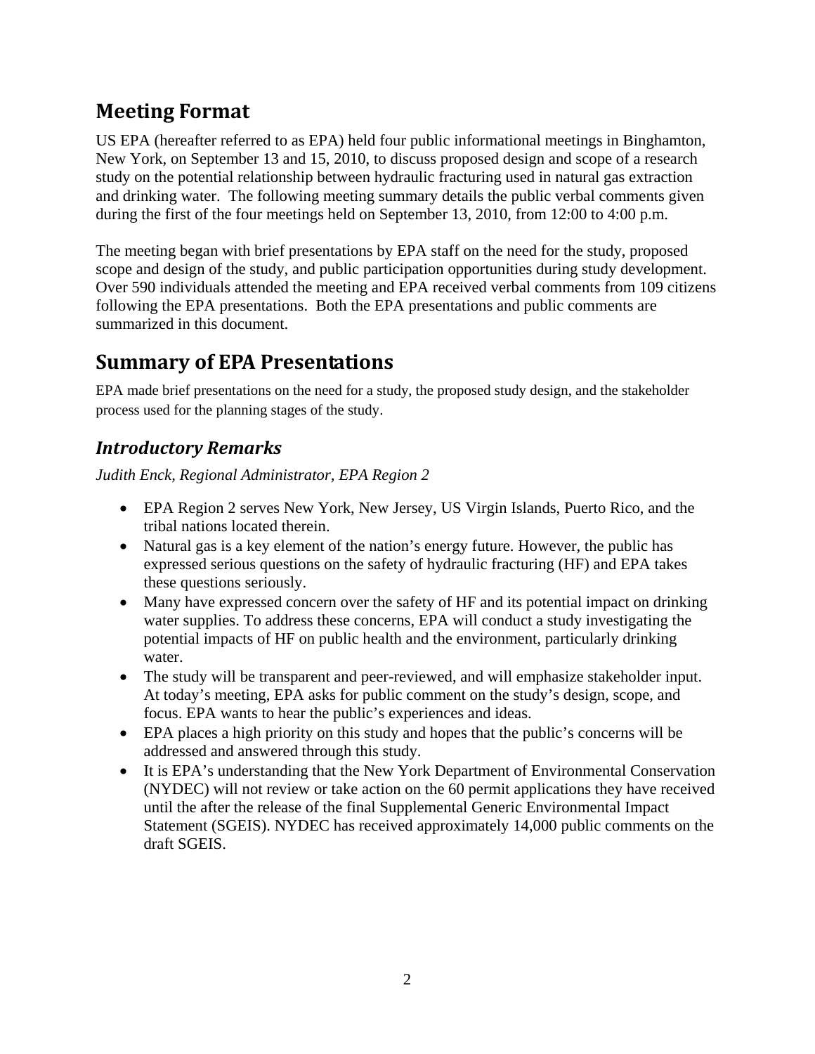## Meeting Format

US EPA (hereafter referred to as EPA) held four public informational meetings in Binghamton, New York, on September 13 and 15, 2010, to discuss proposed design and scope of a research study on the potential relationship between hydraulic fracturing used in natural gas extraction and drinking water. The following meeting summary details the public verbal comments given during the first of the four meetings held on September 13, 2010, from 12:00 to 4:00 p.m.

The meeting began with brief presentations by EPA staff on the need for the study, proposed scope and design of the study, and public participation opportunities during study development. Over 590 individuals attended the meeting and EPA received verbal comments from 109 citizens following the EPA presentations. Both the EPA presentations and public comments are summarized in this document.

## Summary of EPA Presentations

EPA made brief presentations on the need for a study, the proposed study design, and the stakeholder process used for the planning stages of the study.

### *Introductory Remarks*

*Judith Enck, Regional Administrator, EPA Region 2*

- EPA Region 2 serves New York, New Jersey, US Virgin Islands, Puerto Rico, and the tribal nations located therein.
- Natural gas is a key element of the nation's energy future. However, the public has expressed serious questions on the safety of hydraulic fracturing (HF) and EPA takes these questions seriously.
- Many have expressed concern over the safety of HF and its potential impact on drinking water supplies. To address these concerns, EPA will conduct a study investigating the potential impacts of HF on public health and the environment, particularly drinking water.
- The study will be transparent and peer-reviewed, and will emphasize stakeholder input. At today's meeting, EPA asks for public comment on the study's design, scope, and focus. EPA wants to hear the public's experiences and ideas.
- EPA places a high priority on this study and hopes that the public's concerns will be addressed and answered through this study.
- It is EPA's understanding that the New York Department of Environmental Conservation (NYDEC) will not review or take action on the 60 permit applications they have received until the after the release of the final Supplemental Generic Environmental Impact Statement (SGEIS). NYDEC has received approximately 14,000 public comments on the draft SGEIS.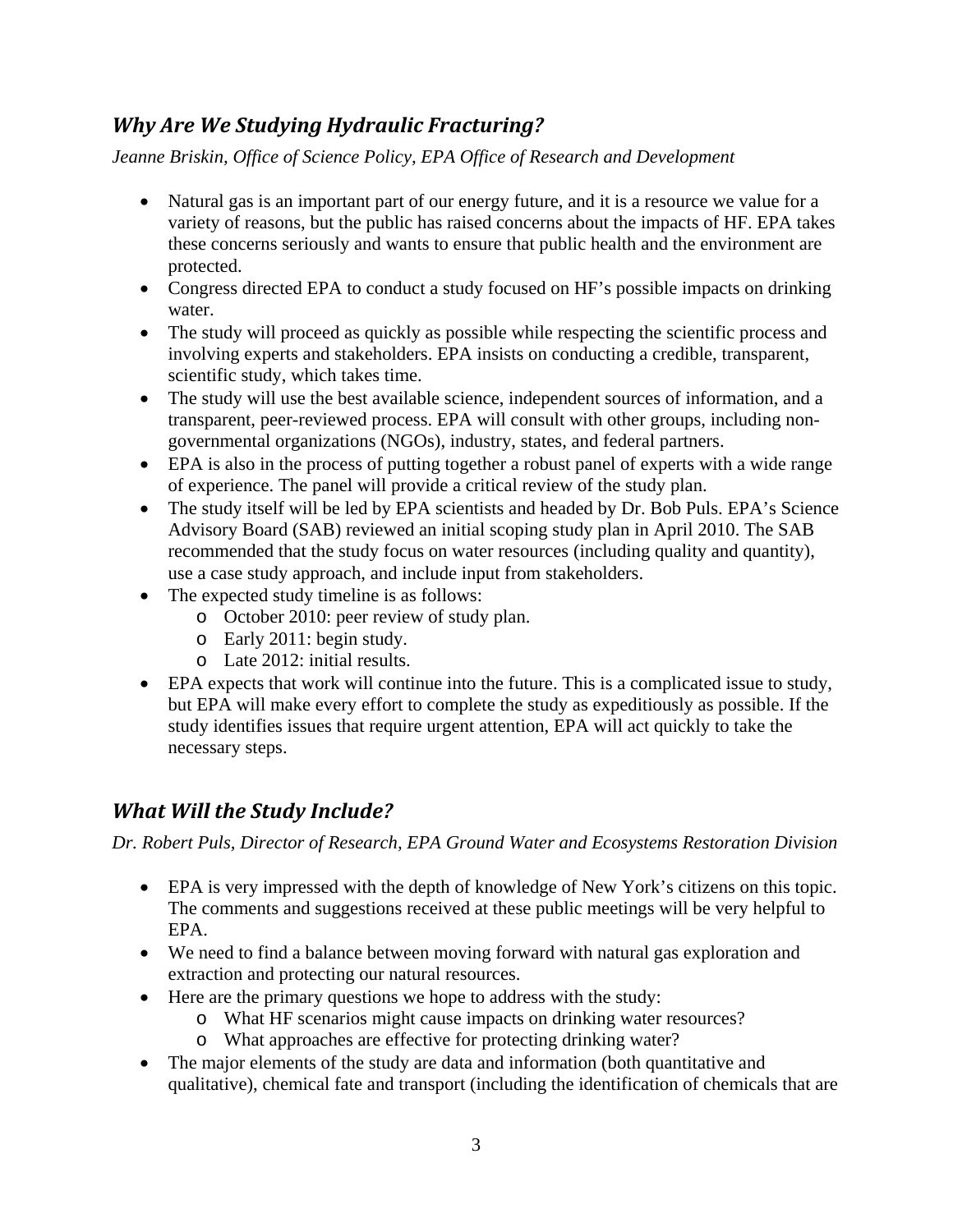## *Why Are We Studying Hydraulic Fracturing?*

*Jeanne Briskin, Office of Science Policy, EPA Office of Research and Development*

- Natural gas is an important part of our energy future, and it is a resource we value for a variety of reasons, but the public has raised concerns about the impacts of HF. EPA takes these concerns seriously and wants to ensure that public health and the environment are protected.
- Congress directed EPA to conduct a study focused on HF's possible impacts on drinking water.
- The study will proceed as quickly as possible while respecting the scientific process and involving experts and stakeholders. EPA insists on conducting a credible, transparent, scientific study, which takes time.
- The study will use the best available science, independent sources of information, and a transparent, peer-reviewed process. EPA will consult with other groups, including non-governmental organizations (NGOs), industry, states, and federal partners.
- EPA is also in the process of putting together a robust panel of experts with a wide range of experience. The panel will provide a critical review of the study plan.
- The study itself will be led by EPA scientists and headed by Dr. Bob Puls. EPA's Science Advisory Board (SAB) reviewed an initial scoping study plan in April 2010. The SAB recommended that the study focus on water resources (including quality and quantity), use a case study approach, and include input from stakeholders.
- The expected study timeline is as follows:
  - October 2010: peer review of study plan.
  - Early 2011: begin study.
  - Late 2012: initial results.
- EPA expects that work will continue into the future. This is a complicated issue to study, but EPA will make every effort to complete the study as expeditiously as possible. If the study identifies issues that require urgent attention, EPA will act quickly to take the necessary steps.

## *What Will the Study Include?*

*Dr. Robert Puls, Director of Research, EPA Ground Water and Ecosystems Restoration Division*

- EPA is very impressed with the depth of knowledge of New York's citizens on this topic. The comments and suggestions received at these public meetings will be very helpful to EPA.
- We need to find a balance between moving forward with natural gas exploration and extraction and protecting our natural resources.
- Here are the primary questions we hope to address with the study:
  - What HF scenarios might cause impacts on drinking water resources?
  - What approaches are effective for protecting drinking water?
- The major elements of the study are data and information (both quantitative and qualitative), chemical fate and transport (including the identification of chemicals that are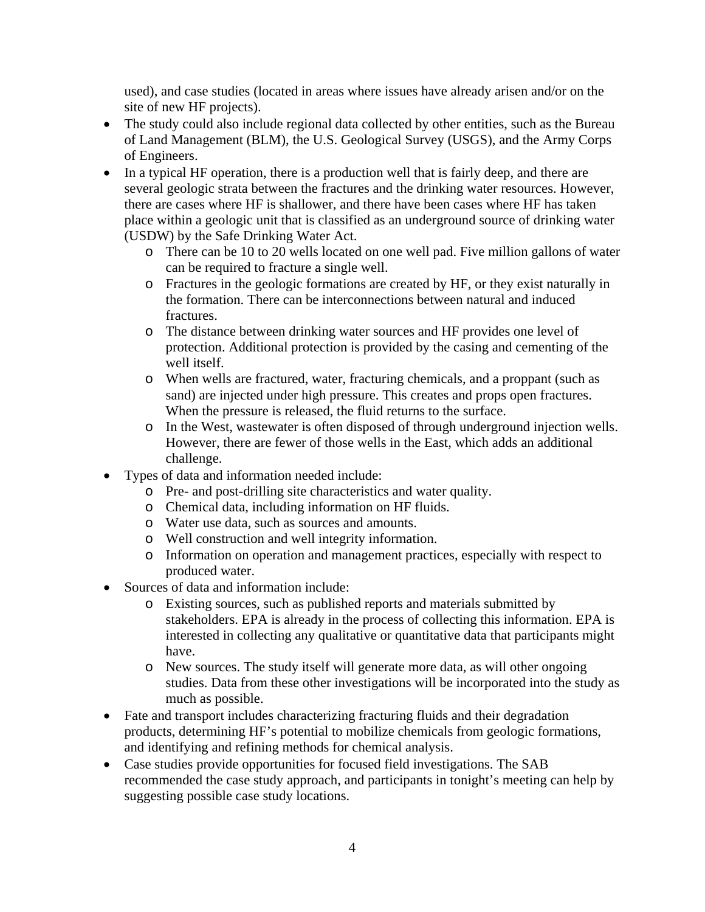used), and case studies (located in areas where issues have already arisen and/or on the site of new HF projects).

- The study could also include regional data collected by other entities, such as the Bureau of Land Management (BLM), the U.S. Geological Survey (USGS), and the Army Corps of Engineers.
- In a typical HF operation, there is a production well that is fairly deep, and there are several geologic strata between the fractures and the drinking water resources. However, there are cases where HF is shallower, and there have been cases where HF has taken place within a geologic unit that is classified as an underground source of drinking water (USDW) by the Safe Drinking Water Act.
  - There can be 10 to 20 wells located on one well pad. Five million gallons of water can be required to fracture a single well.
  - Fractures in the geologic formations are created by HF, or they exist naturally in the formation. There can be interconnections between natural and induced fractures.
  - The distance between drinking water sources and HF provides one level of protection. Additional protection is provided by the casing and cementing of the well itself.
  - When wells are fractured, water, fracturing chemicals, and a proppant (such as sand) are injected under high pressure. This creates and props open fractures. When the pressure is released, the fluid returns to the surface.
  - In the West, wastewater is often disposed of through underground injection wells. However, there are fewer of those wells in the East, which adds an additional challenge.
- Types of data and information needed include:
  - Pre- and post-drilling site characteristics and water quality.
  - Chemical data, including information on HF fluids.
  - Water use data, such as sources and amounts.
  - Well construction and well integrity information.
  - Information on operation and management practices, especially with respect to produced water.
- Sources of data and information include:
  - Existing sources, such as published reports and materials submitted by stakeholders. EPA is already in the process of collecting this information. EPA is interested in collecting any qualitative or quantitative data that participants might have.
  - New sources. The study itself will generate more data, as will other ongoing studies. Data from these other investigations will be incorporated into the study as much as possible.
- Fate and transport includes characterizing fracturing fluids and their degradation products, determining HF's potential to mobilize chemicals from geologic formations, and identifying and refining methods for chemical analysis.
- Case studies provide opportunities for focused field investigations. The SAB recommended the case study approach, and participants in tonight's meeting can help by suggesting possible case study locations.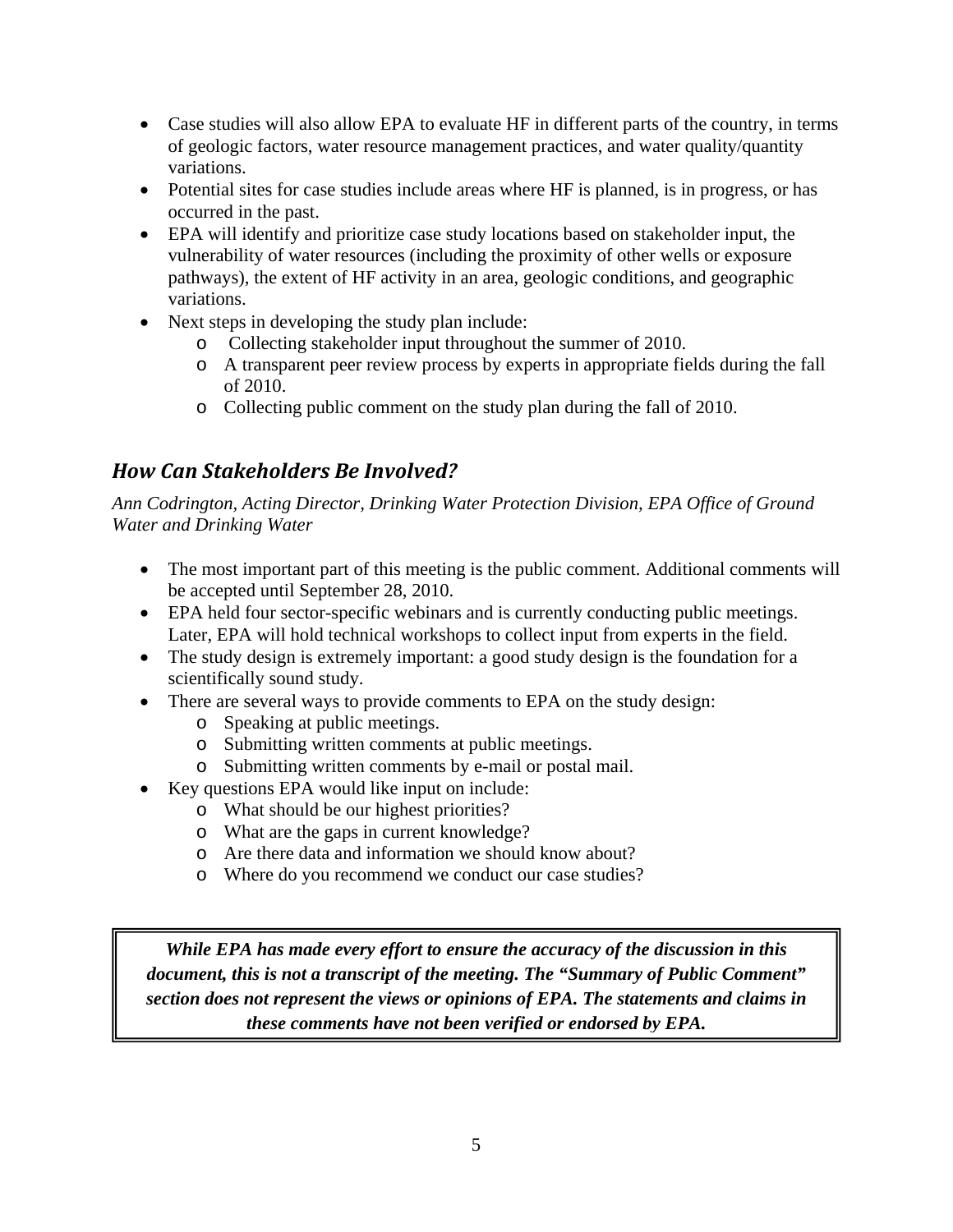- Case studies will also allow EPA to evaluate HF in different parts of the country, in terms of geologic factors, water resource management practices, and water quality/quantity variations.
- Potential sites for case studies include areas where HF is planned, is in progress, or has occurred in the past.
- EPA will identify and prioritize case study locations based on stakeholder input, the vulnerability of water resources (including the proximity of other wells or exposure pathways), the extent of HF activity in an area, geologic conditions, and geographic variations.
- Next steps in developing the study plan include:
  - Collecting stakeholder input throughout the summer of 2010.
  - A transparent peer review process by experts in appropriate fields during the fall of 2010.
  - Collecting public comment on the study plan during the fall of 2010.

## *How Can Stakeholders Be Involved?*

*Ann Codrington, Acting Director, Drinking Water Protection Division, EPA Office of Ground Water and Drinking Water*

- The most important part of this meeting is the public comment. Additional comments will be accepted until September 28, 2010.
- EPA held four sector-specific webinars and is currently conducting public meetings. Later, EPA will hold technical workshops to collect input from experts in the field.
- The study design is extremely important: a good study design is the foundation for a scientifically sound study.
- There are several ways to provide comments to EPA on the study design:
  - Speaking at public meetings.
  - Submitting written comments at public meetings.
  - Submitting written comments by e-mail or postal mail.
- Key questions EPA would like input on include:
  - What should be our highest priorities?
  - What are the gaps in current knowledge?
  - Are there data and information we should know about?
  - Where do you recommend we conduct our case studies?

***While EPA has made every effort to ensure the accuracy of the discussion in this document, this is not a transcript of the meeting. The "Summary of Public Comment" section does not represent the views or opinions of EPA. The statements and claims in these comments have not been verified or endorsed by EPA.***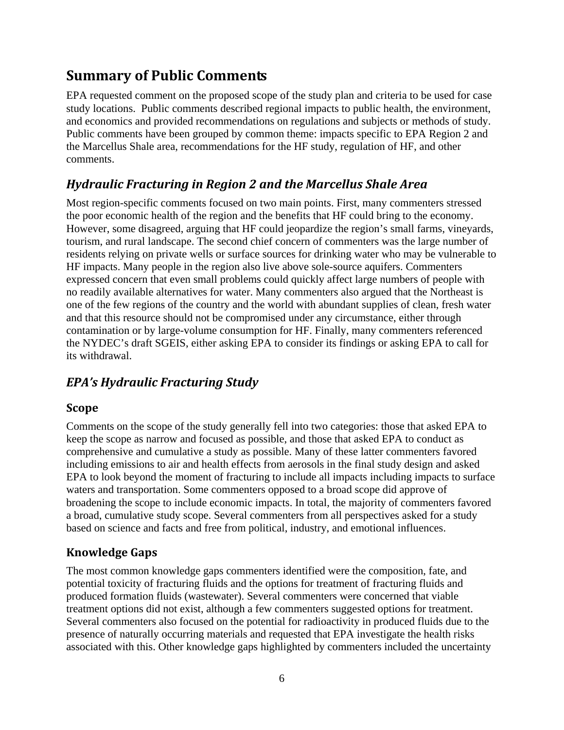## Summary of Public Comments

EPA requested comment on the proposed scope of the study plan and criteria to be used for case study locations. Public comments described regional impacts to public health, the environment, and economics and provided recommendations on regulations and subjects or methods of study. Public comments have been grouped by common theme: impacts specific to EPA Region 2 and the Marcellus Shale area, recommendations for the HF study, regulation of HF, and other comments.

### *Hydraulic Fracturing in Region 2 and the Marcellus Shale Area*

Most region-specific comments focused on two main points. First, many commenters stressed the poor economic health of the region and the benefits that HF could bring to the economy. However, some disagreed, arguing that HF could jeopardize the region's small farms, vineyards, tourism, and rural landscape. The second chief concern of commenters was the large number of residents relying on private wells or surface sources for drinking water who may be vulnerable to HF impacts. Many people in the region also live above sole-source aquifers. Commenters expressed concern that even small problems could quickly affect large numbers of people with no readily available alternatives for water. Many commenters also argued that the Northeast is one of the few regions of the country and the world with abundant supplies of clean, fresh water and that this resource should not be compromised under any circumstance, either through contamination or by large-volume consumption for HF. Finally, many commenters referenced the NYDEC's draft SGEIS, either asking EPA to consider its findings or asking EPA to call for its withdrawal.

### *EPA's Hydraulic Fracturing Study*

#### Scope

Comments on the scope of the study generally fell into two categories: those that asked EPA to keep the scope as narrow and focused as possible, and those that asked EPA to conduct as comprehensive and cumulative a study as possible. Many of these latter commenters favored including emissions to air and health effects from aerosols in the final study design and asked EPA to look beyond the moment of fracturing to include all impacts including impacts to surface waters and transportation. Some commenters opposed to a broad scope did approve of broadening the scope to include economic impacts. In total, the majority of commenters favored a broad, cumulative study scope. Several commenters from all perspectives asked for a study based on science and facts and free from political, industry, and emotional influences.

#### Knowledge Gaps

The most common knowledge gaps commenters identified were the composition, fate, and potential toxicity of fracturing fluids and the options for treatment of fracturing fluids and produced formation fluids (wastewater). Several commenters were concerned that viable treatment options did not exist, although a few commenters suggested options for treatment. Several commenters also focused on the potential for radioactivity in produced fluids due to the presence of naturally occurring materials and requested that EPA investigate the health risks associated with this. Other knowledge gaps highlighted by commenters included the uncertainty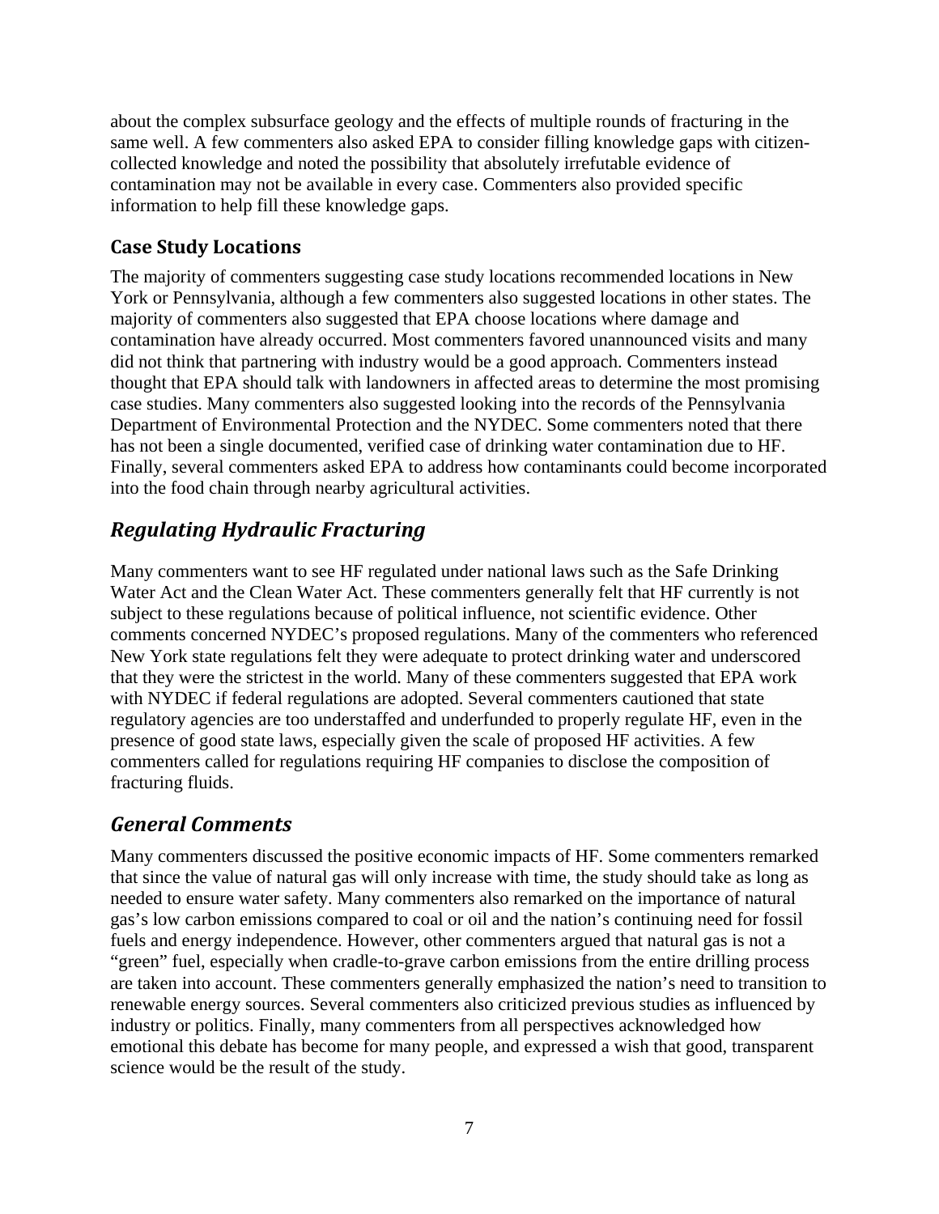about the complex subsurface geology and the effects of multiple rounds of fracturing in the same well. A few commenters also asked EPA to consider filling knowledge gaps with citizen-collected knowledge and noted the possibility that absolutely irrefutable evidence of contamination may not be available in every case. Commenters also provided specific information to help fill these knowledge gaps.

### Case Study Locations

The majority of commenters suggesting case study locations recommended locations in New York or Pennsylvania, although a few commenters also suggested locations in other states. The majority of commenters also suggested that EPA choose locations where damage and contamination have already occurred. Most commenters favored unannounced visits and many did not think that partnering with industry would be a good approach. Commenters instead thought that EPA should talk with landowners in affected areas to determine the most promising case studies. Many commenters also suggested looking into the records of the Pennsylvania Department of Environmental Protection and the NYDEC. Some commenters noted that there has not been a single documented, verified case of drinking water contamination due to HF. Finally, several commenters asked EPA to address how contaminants could become incorporated into the food chain through nearby agricultural activities.

## *Regulating Hydraulic Fracturing*

Many commenters want to see HF regulated under national laws such as the Safe Drinking Water Act and the Clean Water Act. These commenters generally felt that HF currently is not subject to these regulations because of political influence, not scientific evidence. Other comments concerned NYDEC's proposed regulations. Many of the commenters who referenced New York state regulations felt they were adequate to protect drinking water and underscored that they were the strictest in the world. Many of these commenters suggested that EPA work with NYDEC if federal regulations are adopted. Several commenters cautioned that state regulatory agencies are too understaffed and underfunded to properly regulate HF, even in the presence of good state laws, especially given the scale of proposed HF activities. A few commenters called for regulations requiring HF companies to disclose the composition of fracturing fluids.

## *General Comments*

Many commenters discussed the positive economic impacts of HF. Some commenters remarked that since the value of natural gas will only increase with time, the study should take as long as needed to ensure water safety. Many commenters also remarked on the importance of natural gas's low carbon emissions compared to coal or oil and the nation's continuing need for fossil fuels and energy independence. However, other commenters argued that natural gas is not a "green" fuel, especially when cradle-to-grave carbon emissions from the entire drilling process are taken into account. These commenters generally emphasized the nation's need to transition to renewable energy sources. Several commenters also criticized previous studies as influenced by industry or politics. Finally, many commenters from all perspectives acknowledged how emotional this debate has become for many people, and expressed a wish that good, transparent science would be the result of the study.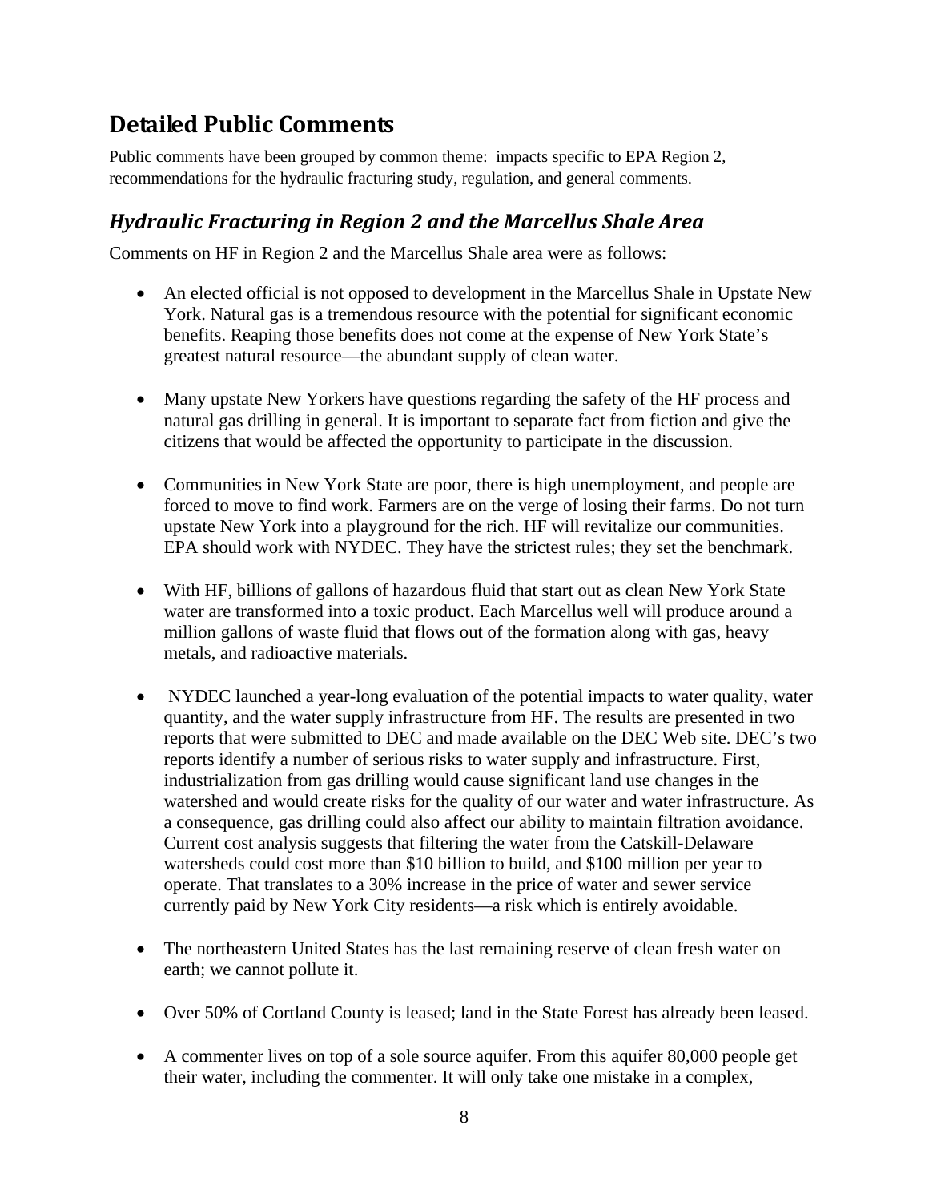## Detailed Public Comments

Public comments have been grouped by common theme: impacts specific to EPA Region 2, recommendations for the hydraulic fracturing study, regulation, and general comments.

### *Hydraulic Fracturing in Region 2 and the Marcellus Shale Area*

Comments on HF in Region 2 and the Marcellus Shale area were as follows:

- An elected official is not opposed to development in the Marcellus Shale in Upstate New York. Natural gas is a tremendous resource with the potential for significant economic benefits. Reaping those benefits does not come at the expense of New York State's greatest natural resource—the abundant supply of clean water.

- Many upstate New Yorkers have questions regarding the safety of the HF process and natural gas drilling in general. It is important to separate fact from fiction and give the citizens that would be affected the opportunity to participate in the discussion.

- Communities in New York State are poor, there is high unemployment, and people are forced to move to find work. Farmers are on the verge of losing their farms. Do not turn upstate New York into a playground for the rich. HF will revitalize our communities. EPA should work with NYDEC. They have the strictest rules; they set the benchmark.

- With HF, billions of gallons of hazardous fluid that start out as clean New York State water are transformed into a toxic product. Each Marcellus well will produce around a million gallons of waste fluid that flows out of the formation along with gas, heavy metals, and radioactive materials.

- NYDEC launched a year-long evaluation of the potential impacts to water quality, water quantity, and the water supply infrastructure from HF. The results are presented in two reports that were submitted to DEC and made available on the DEC Web site. DEC's two reports identify a number of serious risks to water supply and infrastructure. First, industrialization from gas drilling would cause significant land use changes in the watershed and would create risks for the quality of our water and water infrastructure. As a consequence, gas drilling could also affect our ability to maintain filtration avoidance. Current cost analysis suggests that filtering the water from the Catskill-Delaware watersheds could cost more than $10 billion to build, and $100 million per year to operate. That translates to a 30% increase in the price of water and sewer service currently paid by New York City residents—a risk which is entirely avoidable.

- The northeastern United States has the last remaining reserve of clean fresh water on earth; we cannot pollute it.

- Over 50% of Cortland County is leased; land in the State Forest has already been leased.

- A commenter lives on top of a sole source aquifer. From this aquifer 80,000 people get their water, including the commenter. It will only take one mistake in a complex,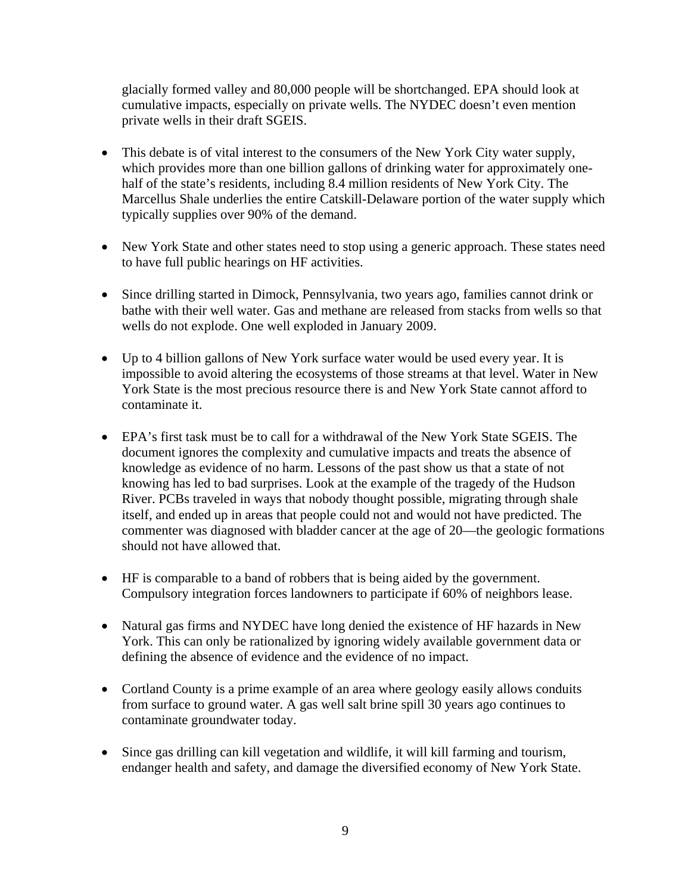glacially formed valley and 80,000 people will be shortchanged. EPA should look at cumulative impacts, especially on private wells. The NYDEC doesn't even mention private wells in their draft SGEIS.

- This debate is of vital interest to the consumers of the New York City water supply, which provides more than one billion gallons of drinking water for approximately one-half of the state's residents, including 8.4 million residents of New York City. The Marcellus Shale underlies the entire Catskill-Delaware portion of the water supply which typically supplies over 90% of the demand.

- New York State and other states need to stop using a generic approach. These states need to have full public hearings on HF activities.

- Since drilling started in Dimock, Pennsylvania, two years ago, families cannot drink or bathe with their well water. Gas and methane are released from stacks from wells so that wells do not explode. One well exploded in January 2009.

- Up to 4 billion gallons of New York surface water would be used every year. It is impossible to avoid altering the ecosystems of those streams at that level. Water in New York State is the most precious resource there is and New York State cannot afford to contaminate it.

- EPA's first task must be to call for a withdrawal of the New York State SGEIS. The document ignores the complexity and cumulative impacts and treats the absence of knowledge as evidence of no harm. Lessons of the past show us that a state of not knowing has led to bad surprises. Look at the example of the tragedy of the Hudson River. PCBs traveled in ways that nobody thought possible, migrating through shale itself, and ended up in areas that people could not and would not have predicted. The commenter was diagnosed with bladder cancer at the age of 20—the geologic formations should not have allowed that.

- HF is comparable to a band of robbers that is being aided by the government. Compulsory integration forces landowners to participate if 60% of neighbors lease.

- Natural gas firms and NYDEC have long denied the existence of HF hazards in New York. This can only be rationalized by ignoring widely available government data or defining the absence of evidence and the evidence of no impact.

- Cortland County is a prime example of an area where geology easily allows conduits from surface to ground water. A gas well salt brine spill 30 years ago continues to contaminate groundwater today.

- Since gas drilling can kill vegetation and wildlife, it will kill farming and tourism, endanger health and safety, and damage the diversified economy of New York State.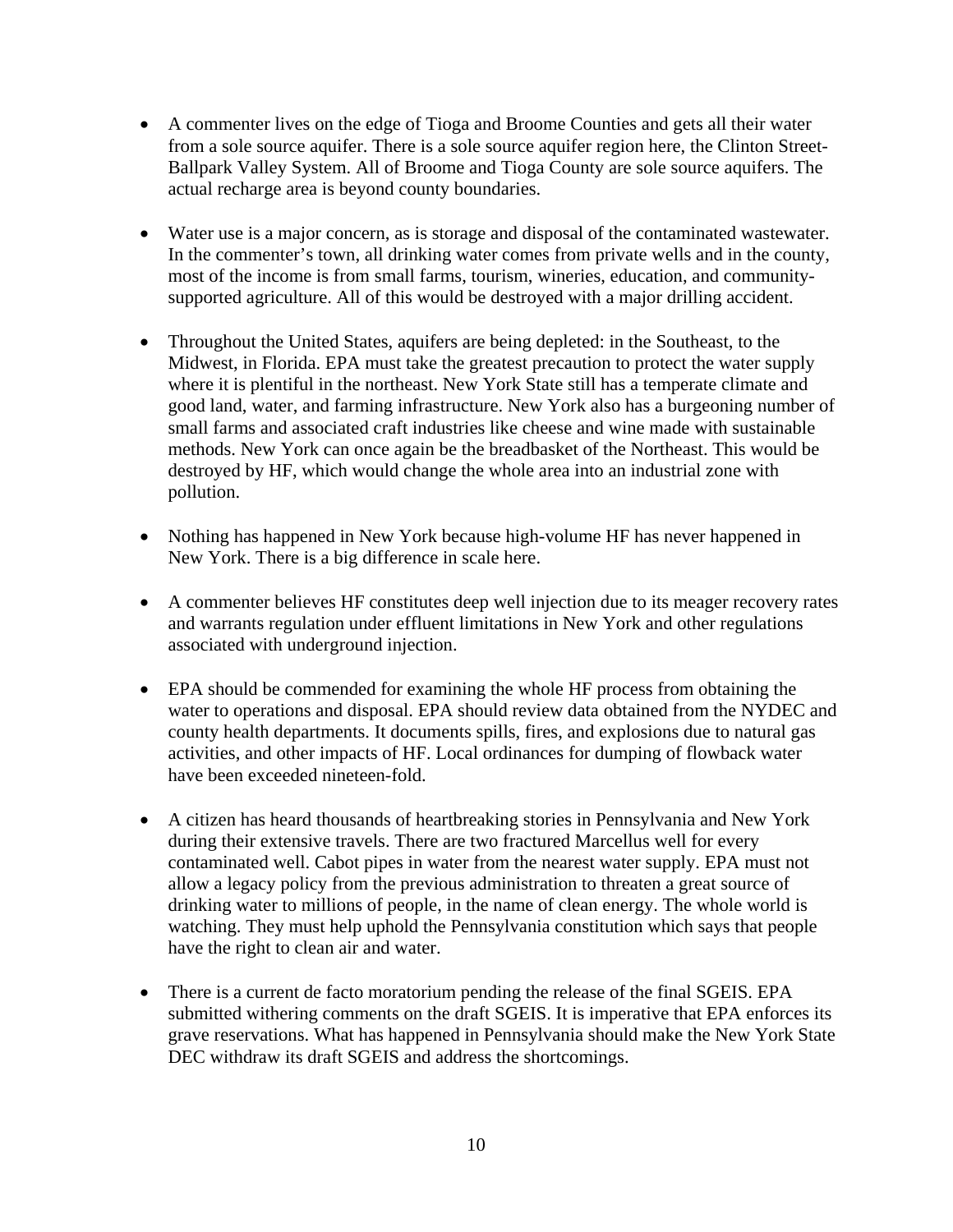- A commenter lives on the edge of Tioga and Broome Counties and gets all their water from a sole source aquifer. There is a sole source aquifer region here, the Clinton Street-Ballpark Valley System. All of Broome and Tioga County are sole source aquifers. The actual recharge area is beyond county boundaries.

- Water use is a major concern, as is storage and disposal of the contaminated wastewater. In the commenter's town, all drinking water comes from private wells and in the county, most of the income is from small farms, tourism, wineries, education, and community-supported agriculture. All of this would be destroyed with a major drilling accident.

- Throughout the United States, aquifers are being depleted: in the Southeast, to the Midwest, in Florida. EPA must take the greatest precaution to protect the water supply where it is plentiful in the northeast. New York State still has a temperate climate and good land, water, and farming infrastructure. New York also has a burgeoning number of small farms and associated craft industries like cheese and wine made with sustainable methods. New York can once again be the breadbasket of the Northeast. This would be destroyed by HF, which would change the whole area into an industrial zone with pollution.

- Nothing has happened in New York because high-volume HF has never happened in New York. There is a big difference in scale here.

- A commenter believes HF constitutes deep well injection due to its meager recovery rates and warrants regulation under effluent limitations in New York and other regulations associated with underground injection.

- EPA should be commended for examining the whole HF process from obtaining the water to operations and disposal. EPA should review data obtained from the NYDEC and county health departments. It documents spills, fires, and explosions due to natural gas activities, and other impacts of HF. Local ordinances for dumping of flowback water have been exceeded nineteen-fold.

- A citizen has heard thousands of heartbreaking stories in Pennsylvania and New York during their extensive travels. There are two fractured Marcellus well for every contaminated well. Cabot pipes in water from the nearest water supply. EPA must not allow a legacy policy from the previous administration to threaten a great source of drinking water to millions of people, in the name of clean energy. The whole world is watching. They must help uphold the Pennsylvania constitution which says that people have the right to clean air and water.

- There is a current de facto moratorium pending the release of the final SGEIS. EPA submitted withering comments on the draft SGEIS. It is imperative that EPA enforces its grave reservations. What has happened in Pennsylvania should make the New York State DEC withdraw its draft SGEIS and address the shortcomings.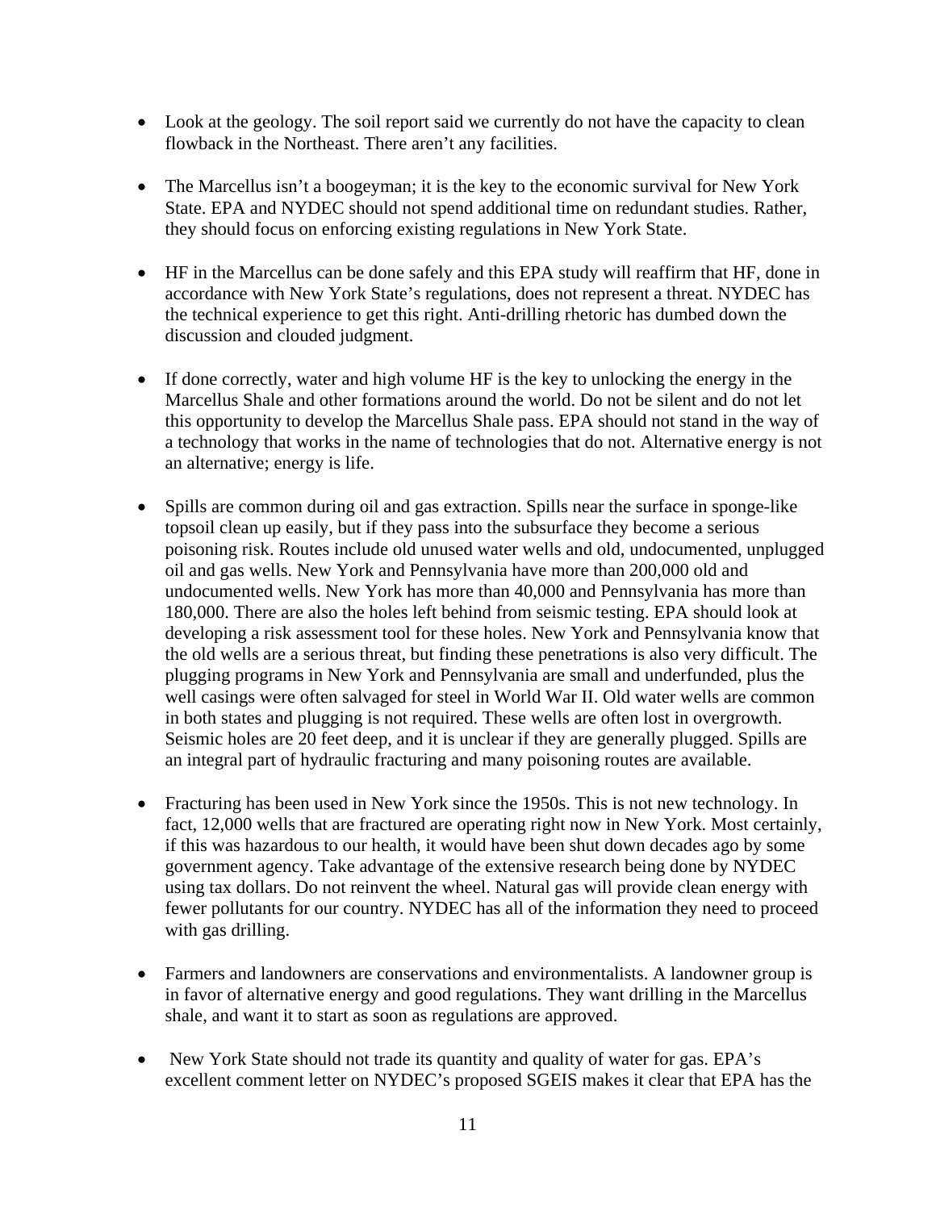- Look at the geology. The soil report said we currently do not have the capacity to clean flowback in the Northeast. There aren't any facilities.

- The Marcellus isn't a boogeyman; it is the key to the economic survival for New York State. EPA and NYDEC should not spend additional time on redundant studies. Rather, they should focus on enforcing existing regulations in New York State.

- HF in the Marcellus can be done safely and this EPA study will reaffirm that HF, done in accordance with New York State's regulations, does not represent a threat. NYDEC has the technical experience to get this right. Anti-drilling rhetoric has dumbed down the discussion and clouded judgment.

- If done correctly, water and high volume HF is the key to unlocking the energy in the Marcellus Shale and other formations around the world. Do not be silent and do not let this opportunity to develop the Marcellus Shale pass. EPA should not stand in the way of a technology that works in the name of technologies that do not. Alternative energy is not an alternative; energy is life.

- Spills are common during oil and gas extraction. Spills near the surface in sponge-like topsoil clean up easily, but if they pass into the subsurface they become a serious poisoning risk. Routes include old unused water wells and old, undocumented, unplugged oil and gas wells. New York and Pennsylvania have more than 200,000 old and undocumented wells. New York has more than 40,000 and Pennsylvania has more than 180,000. There are also the holes left behind from seismic testing. EPA should look at developing a risk assessment tool for these holes. New York and Pennsylvania know that the old wells are a serious threat, but finding these penetrations is also very difficult. The plugging programs in New York and Pennsylvania are small and underfunded, plus the well casings were often salvaged for steel in World War II. Old water wells are common in both states and plugging is not required. These wells are often lost in overgrowth. Seismic holes are 20 feet deep, and it is unclear if they are generally plugged. Spills are an integral part of hydraulic fracturing and many poisoning routes are available.

- Fracturing has been used in New York since the 1950s. This is not new technology. In fact, 12,000 wells that are fractured are operating right now in New York. Most certainly, if this was hazardous to our health, it would have been shut down decades ago by some government agency. Take advantage of the extensive research being done by NYDEC using tax dollars. Do not reinvent the wheel. Natural gas will provide clean energy with fewer pollutants for our country. NYDEC has all of the information they need to proceed with gas drilling.

- Farmers and landowners are conservations and environmentalists. A landowner group is in favor of alternative energy and good regulations. They want drilling in the Marcellus shale, and want it to start as soon as regulations are approved.

- New York State should not trade its quantity and quality of water for gas. EPA's excellent comment letter on NYDEC's proposed SGEIS makes it clear that EPA has the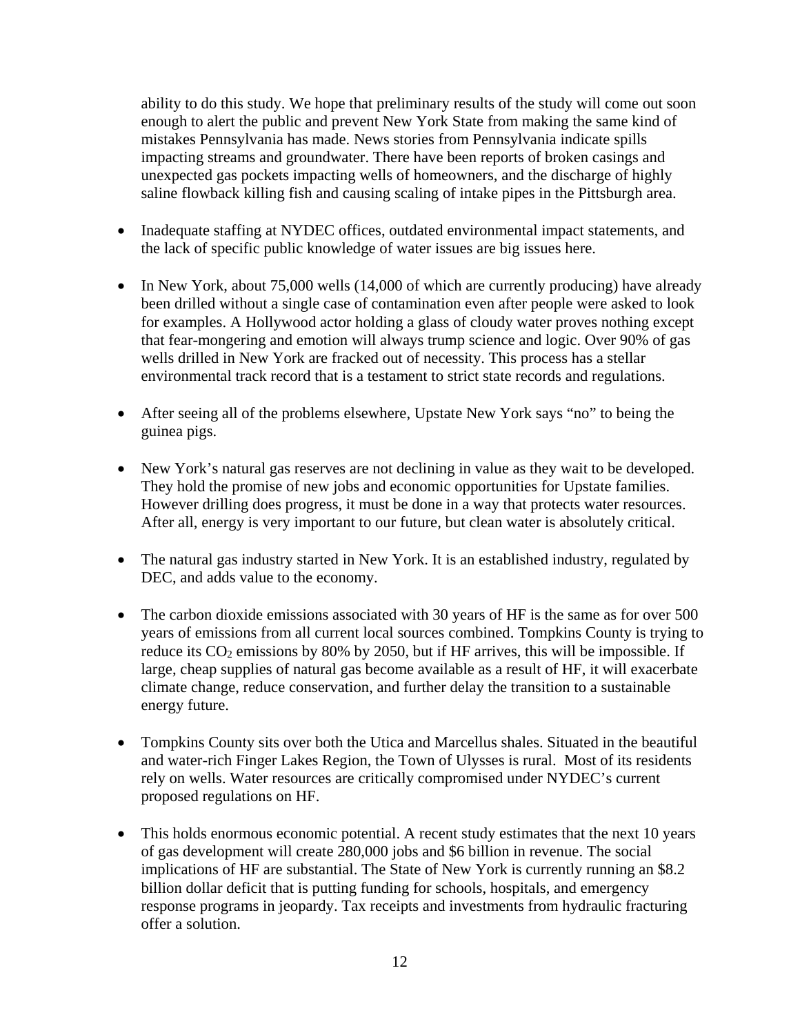ability to do this study. We hope that preliminary results of the study will come out soon enough to alert the public and prevent New York State from making the same kind of mistakes Pennsylvania has made. News stories from Pennsylvania indicate spills impacting streams and groundwater. There have been reports of broken casings and unexpected gas pockets impacting wells of homeowners, and the discharge of highly saline flowback killing fish and causing scaling of intake pipes in the Pittsburgh area.

- Inadequate staffing at NYDEC offices, outdated environmental impact statements, and the lack of specific public knowledge of water issues are big issues here.

- In New York, about 75,000 wells (14,000 of which are currently producing) have already been drilled without a single case of contamination even after people were asked to look for examples. A Hollywood actor holding a glass of cloudy water proves nothing except that fear-mongering and emotion will always trump science and logic. Over 90% of gas wells drilled in New York are fracked out of necessity. This process has a stellar environmental track record that is a testament to strict state records and regulations.

- After seeing all of the problems elsewhere, Upstate New York says "no" to being the guinea pigs.

- New York's natural gas reserves are not declining in value as they wait to be developed. They hold the promise of new jobs and economic opportunities for Upstate families. However drilling does progress, it must be done in a way that protects water resources. After all, energy is very important to our future, but clean water is absolutely critical.

- The natural gas industry started in New York. It is an established industry, regulated by DEC, and adds value to the economy.

- The carbon dioxide emissions associated with 30 years of HF is the same as for over 500 years of emissions from all current local sources combined. Tompkins County is trying to reduce its $CO_2$ emissions by 80% by 2050, but if HF arrives, this will be impossible. If large, cheap supplies of natural gas become available as a result of HF, it will exacerbate climate change, reduce conservation, and further delay the transition to a sustainable energy future.

- Tompkins County sits over both the Utica and Marcellus shales. Situated in the beautiful and water-rich Finger Lakes Region, the Town of Ulysses is rural. Most of its residents rely on wells. Water resources are critically compromised under NYDEC's current proposed regulations on HF.

- This holds enormous economic potential. A recent study estimates that the next 10 years of gas development will create 280,000 jobs and $6 billion in revenue. The social implications of HF are substantial. The State of New York is currently running an $8.2 billion dollar deficit that is putting funding for schools, hospitals, and emergency response programs in jeopardy. Tax receipts and investments from hydraulic fracturing offer a solution.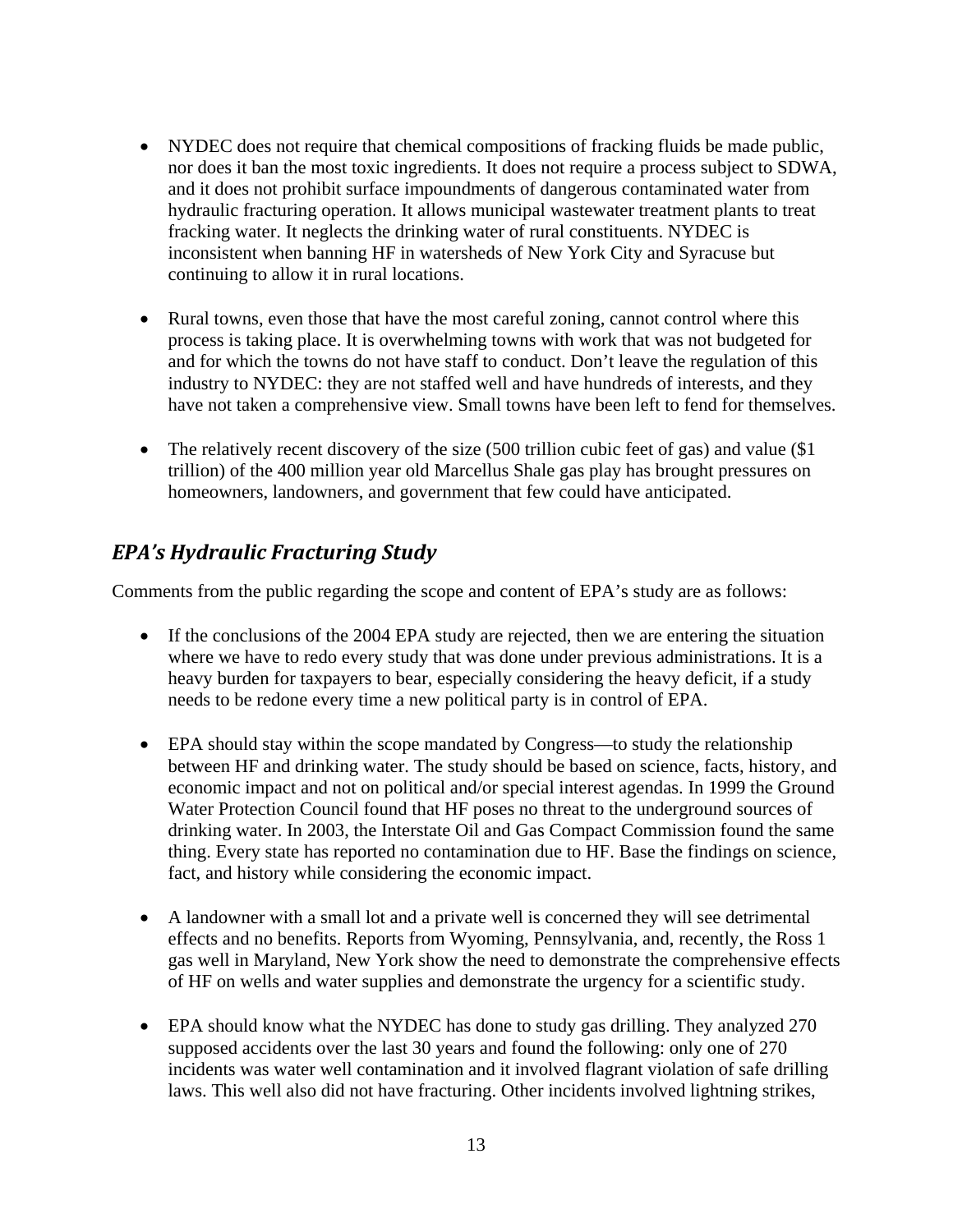- NYDEC does not require that chemical compositions of fracking fluids be made public, nor does it ban the most toxic ingredients. It does not require a process subject to SDWA, and it does not prohibit surface impoundments of dangerous contaminated water from hydraulic fracturing operation. It allows municipal wastewater treatment plants to treat fracking water. It neglects the drinking water of rural constituents. NYDEC is inconsistent when banning HF in watersheds of New York City and Syracuse but continuing to allow it in rural locations.

- Rural towns, even those that have the most careful zoning, cannot control where this process is taking place. It is overwhelming towns with work that was not budgeted for and for which the towns do not have staff to conduct. Don't leave the regulation of this industry to NYDEC: they are not staffed well and have hundreds of interests, and they have not taken a comprehensive view. Small towns have been left to fend for themselves.

- The relatively recent discovery of the size (500 trillion cubic feet of gas) and value ($1 trillion) of the 400 million year old Marcellus Shale gas play has brought pressures on homeowners, landowners, and government that few could have anticipated.

## *EPA's Hydraulic Fracturing Study*

Comments from the public regarding the scope and content of EPA's study are as follows:

- If the conclusions of the 2004 EPA study are rejected, then we are entering the situation where we have to redo every study that was done under previous administrations. It is a heavy burden for taxpayers to bear, especially considering the heavy deficit, if a study needs to be redone every time a new political party is in control of EPA.

- EPA should stay within the scope mandated by Congress—to study the relationship between HF and drinking water. The study should be based on science, facts, history, and economic impact and not on political and/or special interest agendas. In 1999 the Ground Water Protection Council found that HF poses no threat to the underground sources of drinking water. In 2003, the Interstate Oil and Gas Compact Commission found the same thing. Every state has reported no contamination due to HF. Base the findings on science, fact, and history while considering the economic impact.

- A landowner with a small lot and a private well is concerned they will see detrimental effects and no benefits. Reports from Wyoming, Pennsylvania, and, recently, the Ross 1 gas well in Maryland, New York show the need to demonstrate the comprehensive effects of HF on wells and water supplies and demonstrate the urgency for a scientific study.

- EPA should know what the NYDEC has done to study gas drilling. They analyzed 270 supposed accidents over the last 30 years and found the following: only one of 270 incidents was water well contamination and it involved flagrant violation of safe drilling laws. This well also did not have fracturing. Other incidents involved lightning strikes,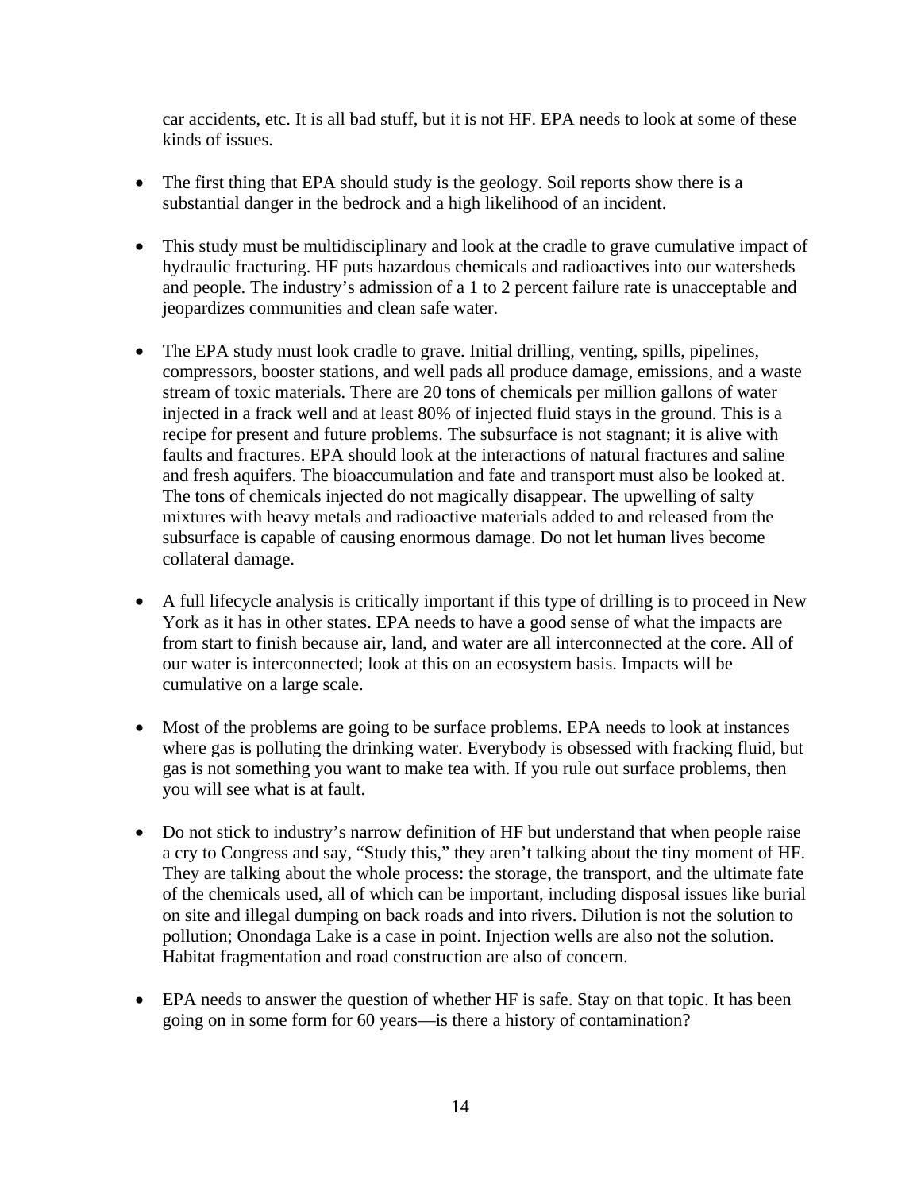car accidents, etc. It is all bad stuff, but it is not HF. EPA needs to look at some of these kinds of issues.

- The first thing that EPA should study is the geology. Soil reports show there is a substantial danger in the bedrock and a high likelihood of an incident.

- This study must be multidisciplinary and look at the cradle to grave cumulative impact of hydraulic fracturing. HF puts hazardous chemicals and radioactives into our watersheds and people. The industry's admission of a 1 to 2 percent failure rate is unacceptable and jeopardizes communities and clean safe water.

- The EPA study must look cradle to grave. Initial drilling, venting, spills, pipelines, compressors, booster stations, and well pads all produce damage, emissions, and a waste stream of toxic materials. There are 20 tons of chemicals per million gallons of water injected in a frack well and at least 80% of injected fluid stays in the ground. This is a recipe for present and future problems. The subsurface is not stagnant; it is alive with faults and fractures. EPA should look at the interactions of natural fractures and saline and fresh aquifers. The bioaccumulation and fate and transport must also be looked at. The tons of chemicals injected do not magically disappear. The upwelling of salty mixtures with heavy metals and radioactive materials added to and released from the subsurface is capable of causing enormous damage. Do not let human lives become collateral damage.

- A full lifecycle analysis is critically important if this type of drilling is to proceed in New York as it has in other states. EPA needs to have a good sense of what the impacts are from start to finish because air, land, and water are all interconnected at the core. All of our water is interconnected; look at this on an ecosystem basis. Impacts will be cumulative on a large scale.

- Most of the problems are going to be surface problems. EPA needs to look at instances where gas is polluting the drinking water. Everybody is obsessed with fracking fluid, but gas is not something you want to make tea with. If you rule out surface problems, then you will see what is at fault.

- Do not stick to industry's narrow definition of HF but understand that when people raise a cry to Congress and say, "Study this," they aren't talking about the tiny moment of HF. They are talking about the whole process: the storage, the transport, and the ultimate fate of the chemicals used, all of which can be important, including disposal issues like burial on site and illegal dumping on back roads and into rivers. Dilution is not the solution to pollution; Onondaga Lake is a case in point. Injection wells are also not the solution. Habitat fragmentation and road construction are also of concern.

- EPA needs to answer the question of whether HF is safe. Stay on that topic. It has been going on in some form for 60 years—is there a history of contamination?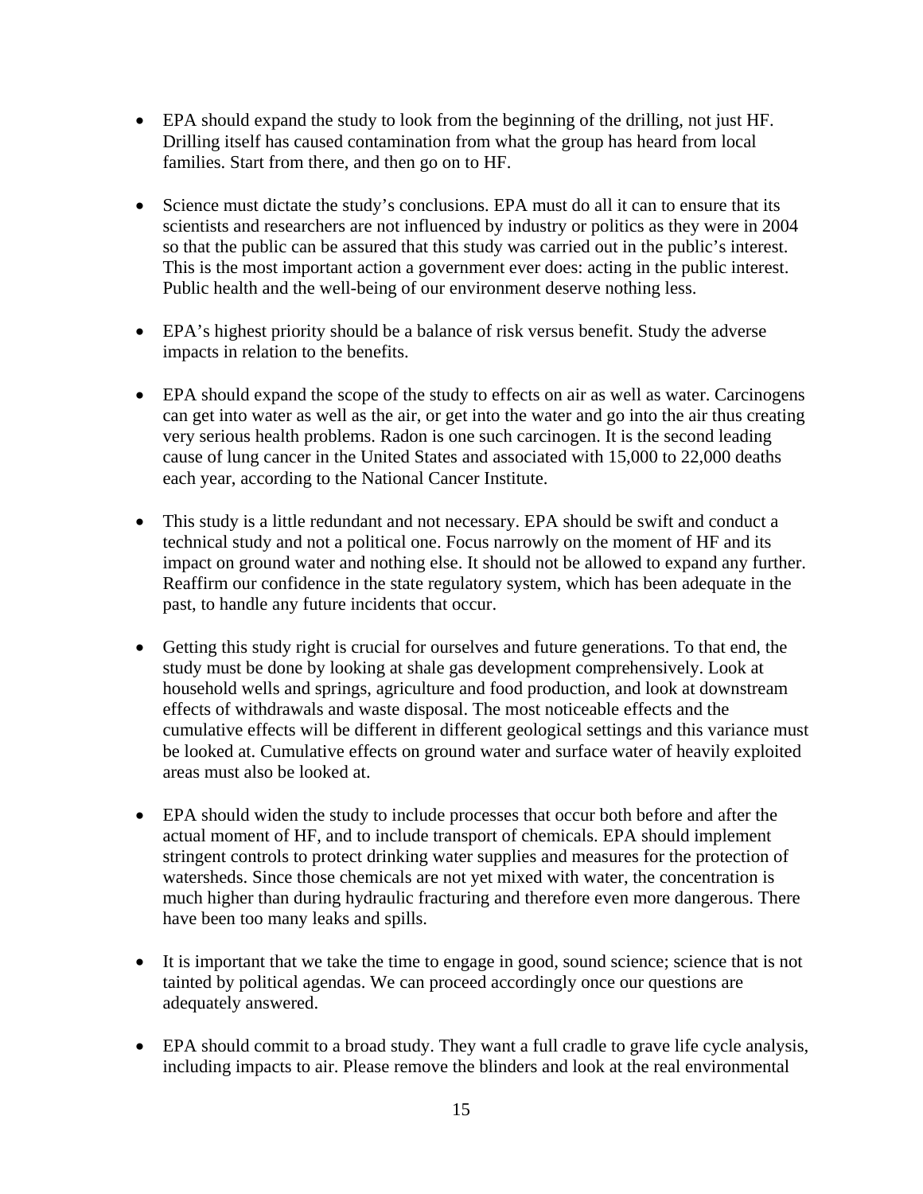- EPA should expand the study to look from the beginning of the drilling, not just HF. Drilling itself has caused contamination from what the group has heard from local families. Start from there, and then go on to HF.

- Science must dictate the study's conclusions. EPA must do all it can to ensure that its scientists and researchers are not influenced by industry or politics as they were in 2004 so that the public can be assured that this study was carried out in the public's interest. This is the most important action a government ever does: acting in the public interest. Public health and the well-being of our environment deserve nothing less.

- EPA's highest priority should be a balance of risk versus benefit. Study the adverse impacts in relation to the benefits.

- EPA should expand the scope of the study to effects on air as well as water. Carcinogens can get into water as well as the air, or get into the water and go into the air thus creating very serious health problems. Radon is one such carcinogen. It is the second leading cause of lung cancer in the United States and associated with 15,000 to 22,000 deaths each year, according to the National Cancer Institute.

- This study is a little redundant and not necessary. EPA should be swift and conduct a technical study and not a political one. Focus narrowly on the moment of HF and its impact on ground water and nothing else. It should not be allowed to expand any further. Reaffirm our confidence in the state regulatory system, which has been adequate in the past, to handle any future incidents that occur.

- Getting this study right is crucial for ourselves and future generations. To that end, the study must be done by looking at shale gas development comprehensively. Look at household wells and springs, agriculture and food production, and look at downstream effects of withdrawals and waste disposal. The most noticeable effects and the cumulative effects will be different in different geological settings and this variance must be looked at. Cumulative effects on ground water and surface water of heavily exploited areas must also be looked at.

- EPA should widen the study to include processes that occur both before and after the actual moment of HF, and to include transport of chemicals. EPA should implement stringent controls to protect drinking water supplies and measures for the protection of watersheds. Since those chemicals are not yet mixed with water, the concentration is much higher than during hydraulic fracturing and therefore even more dangerous. There have been too many leaks and spills.

- It is important that we take the time to engage in good, sound science; science that is not tainted by political agendas. We can proceed accordingly once our questions are adequately answered.

- EPA should commit to a broad study. They want a full cradle to grave life cycle analysis, including impacts to air. Please remove the blinders and look at the real environmental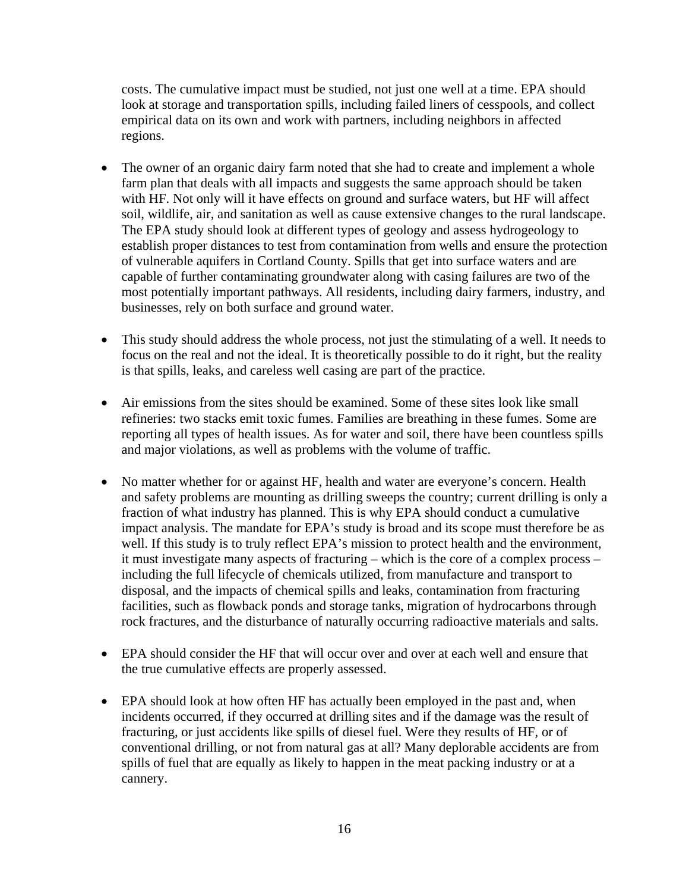costs. The cumulative impact must be studied, not just one well at a time. EPA should look at storage and transportation spills, including failed liners of cesspools, and collect empirical data on its own and work with partners, including neighbors in affected regions.

- The owner of an organic dairy farm noted that she had to create and implement a whole farm plan that deals with all impacts and suggests the same approach should be taken with HF. Not only will it have effects on ground and surface waters, but HF will affect soil, wildlife, air, and sanitation as well as cause extensive changes to the rural landscape. The EPA study should look at different types of geology and assess hydrogeology to establish proper distances to test from contamination from wells and ensure the protection of vulnerable aquifers in Cortland County. Spills that get into surface waters and are capable of further contaminating groundwater along with casing failures are two of the most potentially important pathways. All residents, including dairy farmers, industry, and businesses, rely on both surface and ground water.

- This study should address the whole process, not just the stimulating of a well. It needs to focus on the real and not the ideal. It is theoretically possible to do it right, but the reality is that spills, leaks, and careless well casing are part of the practice.

- Air emissions from the sites should be examined. Some of these sites look like small refineries: two stacks emit toxic fumes. Families are breathing in these fumes. Some are reporting all types of health issues. As for water and soil, there have been countless spills and major violations, as well as problems with the volume of traffic.

- No matter whether for or against HF, health and water are everyone's concern. Health and safety problems are mounting as drilling sweeps the country; current drilling is only a fraction of what industry has planned. This is why EPA should conduct a cumulative impact analysis. The mandate for EPA's study is broad and its scope must therefore be as well. If this study is to truly reflect EPA's mission to protect health and the environment, it must investigate many aspects of fracturing – which is the core of a complex process – including the full lifecycle of chemicals utilized, from manufacture and transport to disposal, and the impacts of chemical spills and leaks, contamination from fracturing facilities, such as flowback ponds and storage tanks, migration of hydrocarbons through rock fractures, and the disturbance of naturally occurring radioactive materials and salts.

- EPA should consider the HF that will occur over and over at each well and ensure that the true cumulative effects are properly assessed.

- EPA should look at how often HF has actually been employed in the past and, when incidents occurred, if they occurred at drilling sites and if the damage was the result of fracturing, or just accidents like spills of diesel fuel. Were they results of HF, or of conventional drilling, or not from natural gas at all? Many deplorable accidents are from spills of fuel that are equally as likely to happen in the meat packing industry or at a cannery.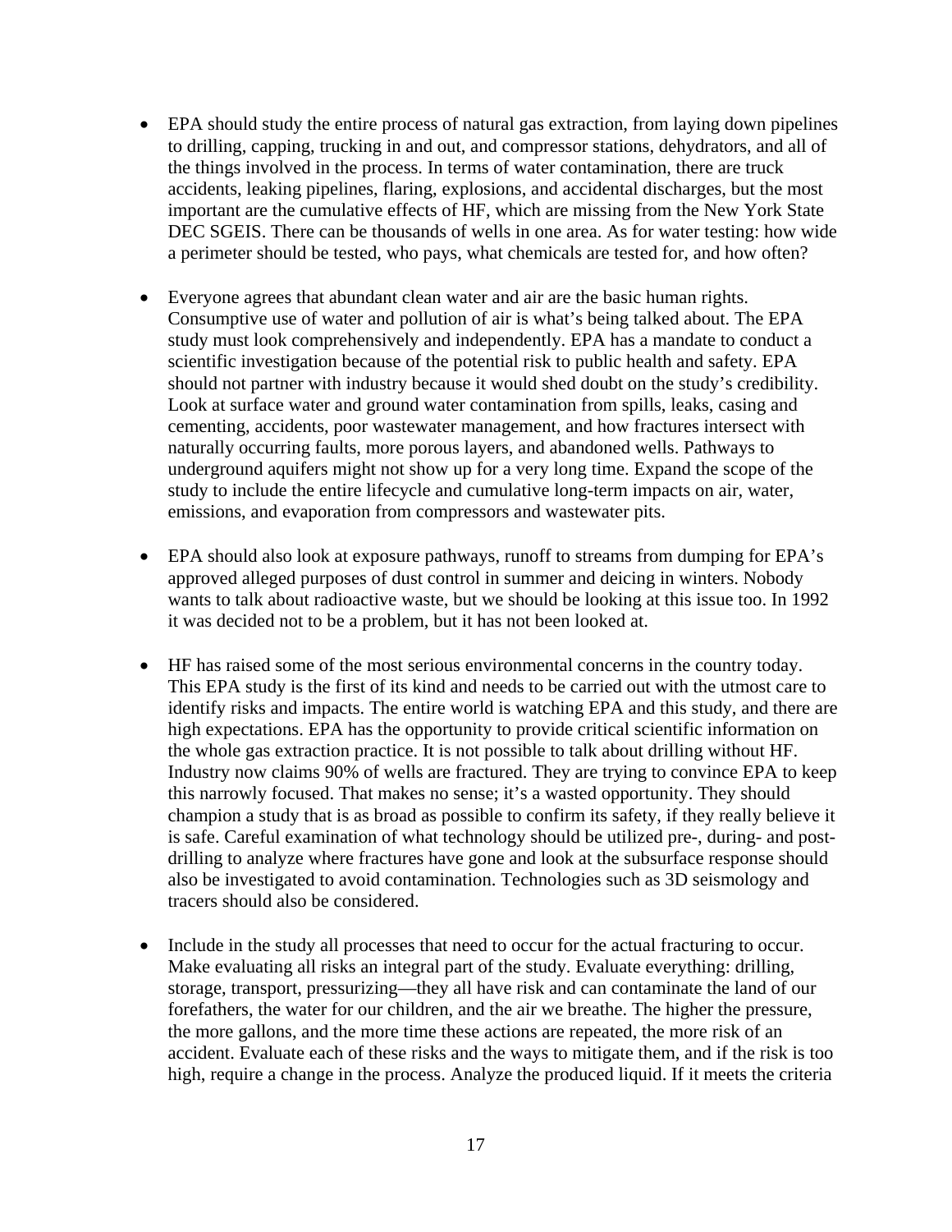- EPA should study the entire process of natural gas extraction, from laying down pipelines to drilling, capping, trucking in and out, and compressor stations, dehydrators, and all of the things involved in the process. In terms of water contamination, there are truck accidents, leaking pipelines, flaring, explosions, and accidental discharges, but the most important are the cumulative effects of HF, which are missing from the New York State DEC SGEIS. There can be thousands of wells in one area. As for water testing: how wide a perimeter should be tested, who pays, what chemicals are tested for, and how often?

- Everyone agrees that abundant clean water and air are the basic human rights. Consumptive use of water and pollution of air is what's being talked about. The EPA study must look comprehensively and independently. EPA has a mandate to conduct a scientific investigation because of the potential risk to public health and safety. EPA should not partner with industry because it would shed doubt on the study's credibility. Look at surface water and ground water contamination from spills, leaks, casing and cementing, accidents, poor wastewater management, and how fractures intersect with naturally occurring faults, more porous layers, and abandoned wells. Pathways to underground aquifers might not show up for a very long time. Expand the scope of the study to include the entire lifecycle and cumulative long-term impacts on air, water, emissions, and evaporation from compressors and wastewater pits.

- EPA should also look at exposure pathways, runoff to streams from dumping for EPA's approved alleged purposes of dust control in summer and deicing in winters. Nobody wants to talk about radioactive waste, but we should be looking at this issue too. In 1992 it was decided not to be a problem, but it has not been looked at.

- HF has raised some of the most serious environmental concerns in the country today. This EPA study is the first of its kind and needs to be carried out with the utmost care to identify risks and impacts. The entire world is watching EPA and this study, and there are high expectations. EPA has the opportunity to provide critical scientific information on the whole gas extraction practice. It is not possible to talk about drilling without HF. Industry now claims 90% of wells are fractured. They are trying to convince EPA to keep this narrowly focused. That makes no sense; it's a wasted opportunity. They should champion a study that is as broad as possible to confirm its safety, if they really believe it is safe. Careful examination of what technology should be utilized pre-, during- and post-drilling to analyze where fractures have gone and look at the subsurface response should also be investigated to avoid contamination. Technologies such as 3D seismology and tracers should also be considered.

- Include in the study all processes that need to occur for the actual fracturing to occur. Make evaluating all risks an integral part of the study. Evaluate everything: drilling, storage, transport, pressurizing—they all have risk and can contaminate the land of our forefathers, the water for our children, and the air we breathe. The higher the pressure, the more gallons, and the more time these actions are repeated, the more risk of an accident. Evaluate each of these risks and the ways to mitigate them, and if the risk is too high, require a change in the process. Analyze the produced liquid. If it meets the criteria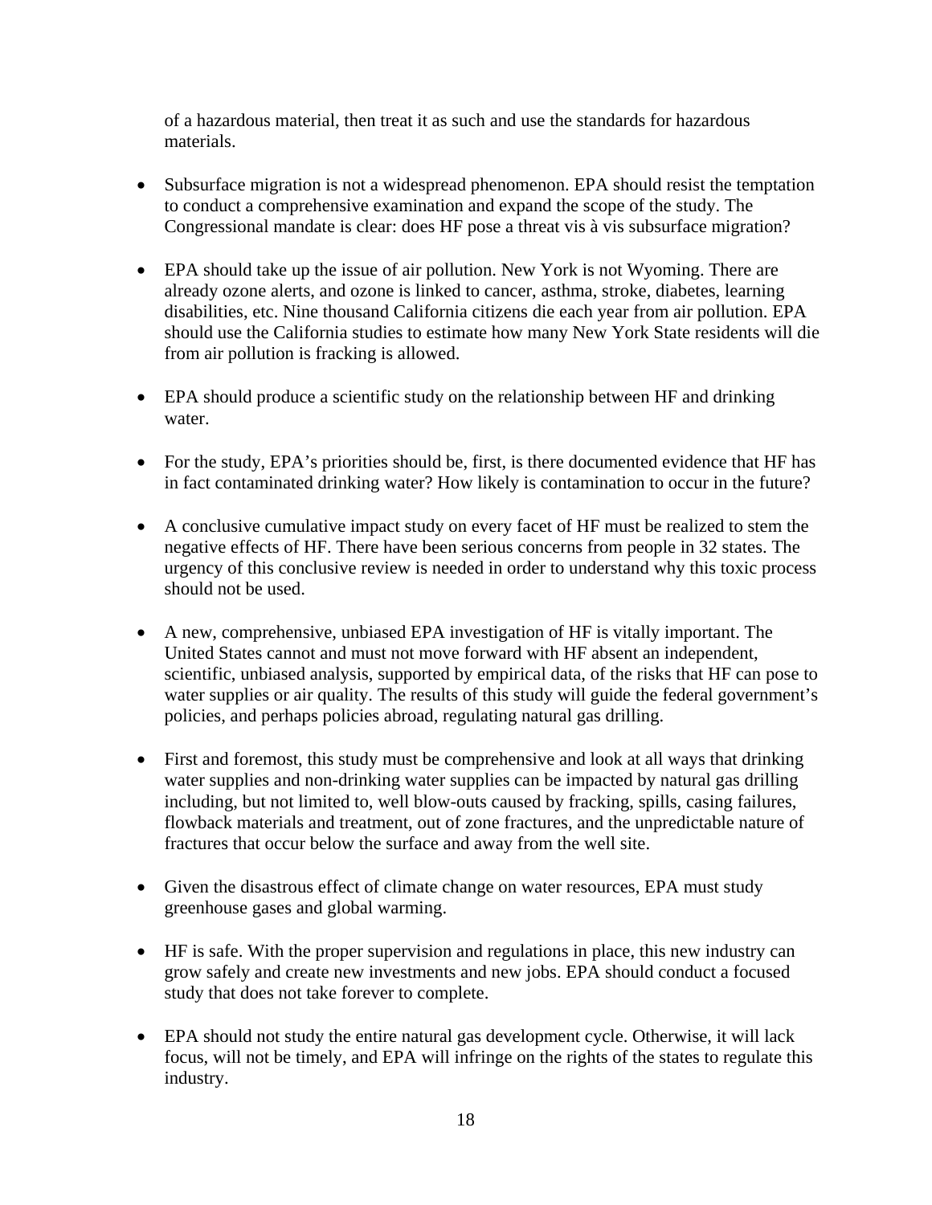of a hazardous material, then treat it as such and use the standards for hazardous materials.

- Subsurface migration is not a widespread phenomenon. EPA should resist the temptation to conduct a comprehensive examination and expand the scope of the study. The Congressional mandate is clear: does HF pose a threat vis à vis subsurface migration?

- EPA should take up the issue of air pollution. New York is not Wyoming. There are already ozone alerts, and ozone is linked to cancer, asthma, stroke, diabetes, learning disabilities, etc. Nine thousand California citizens die each year from air pollution. EPA should use the California studies to estimate how many New York State residents will die from air pollution is fracking is allowed.

- EPA should produce a scientific study on the relationship between HF and drinking water.

- For the study, EPA's priorities should be, first, is there documented evidence that HF has in fact contaminated drinking water? How likely is contamination to occur in the future?

- A conclusive cumulative impact study on every facet of HF must be realized to stem the negative effects of HF. There have been serious concerns from people in 32 states. The urgency of this conclusive review is needed in order to understand why this toxic process should not be used.

- A new, comprehensive, unbiased EPA investigation of HF is vitally important. The United States cannot and must not move forward with HF absent an independent, scientific, unbiased analysis, supported by empirical data, of the risks that HF can pose to water supplies or air quality. The results of this study will guide the federal government's policies, and perhaps policies abroad, regulating natural gas drilling.

- First and foremost, this study must be comprehensive and look at all ways that drinking water supplies and non-drinking water supplies can be impacted by natural gas drilling including, but not limited to, well blow-outs caused by fracking, spills, casing failures, flowback materials and treatment, out of zone fractures, and the unpredictable nature of fractures that occur below the surface and away from the well site.

- Given the disastrous effect of climate change on water resources, EPA must study greenhouse gases and global warming.

- HF is safe. With the proper supervision and regulations in place, this new industry can grow safely and create new investments and new jobs. EPA should conduct a focused study that does not take forever to complete.

- EPA should not study the entire natural gas development cycle. Otherwise, it will lack focus, will not be timely, and EPA will infringe on the rights of the states to regulate this industry.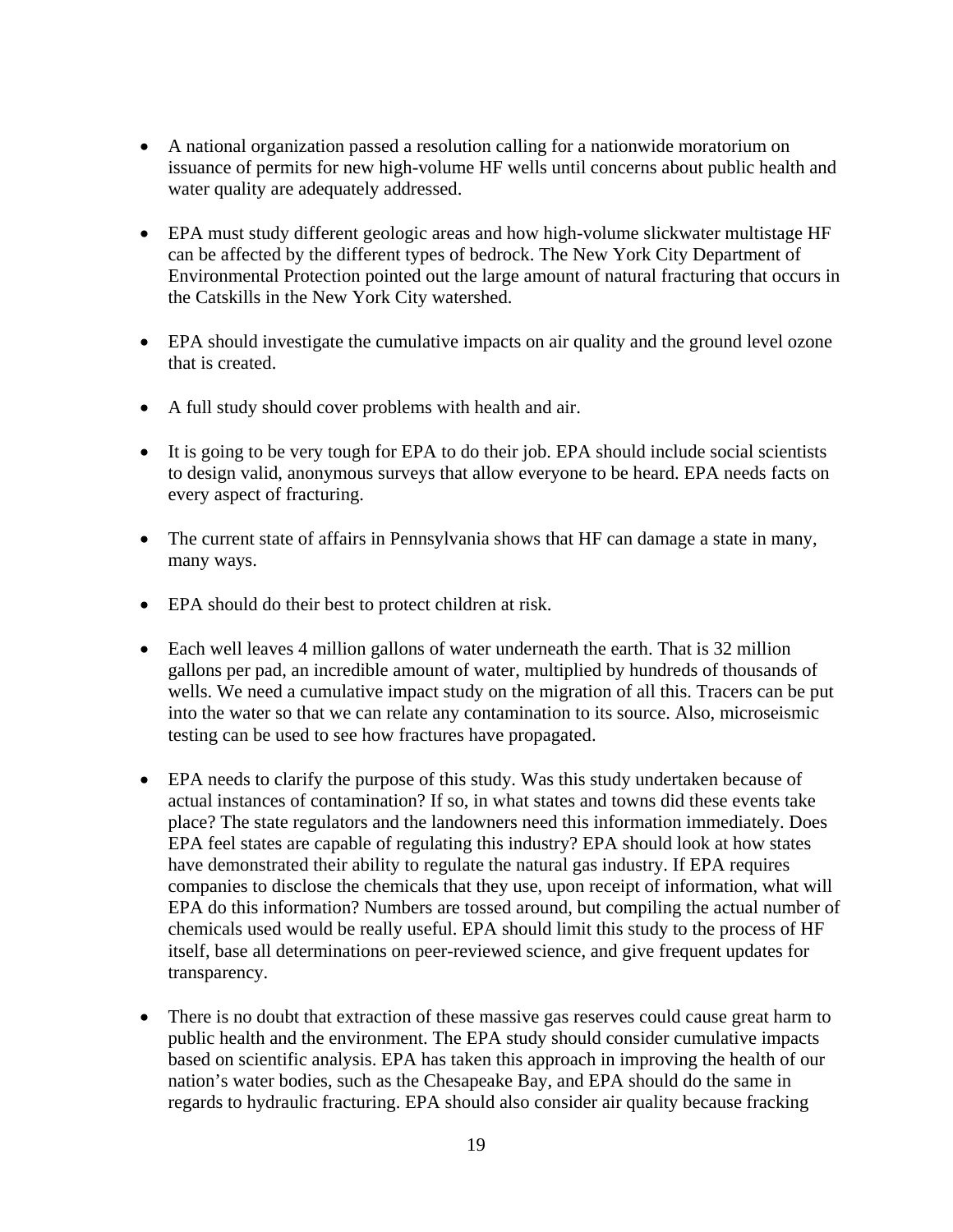- A national organization passed a resolution calling for a nationwide moratorium on issuance of permits for new high-volume HF wells until concerns about public health and water quality are adequately addressed.

- EPA must study different geologic areas and how high-volume slickwater multistage HF can be affected by the different types of bedrock. The New York City Department of Environmental Protection pointed out the large amount of natural fracturing that occurs in the Catskills in the New York City watershed.

- EPA should investigate the cumulative impacts on air quality and the ground level ozone that is created.

- A full study should cover problems with health and air.

- It is going to be very tough for EPA to do their job. EPA should include social scientists to design valid, anonymous surveys that allow everyone to be heard. EPA needs facts on every aspect of fracturing.

- The current state of affairs in Pennsylvania shows that HF can damage a state in many, many ways.

- EPA should do their best to protect children at risk.

- Each well leaves 4 million gallons of water underneath the earth. That is 32 million gallons per pad, an incredible amount of water, multiplied by hundreds of thousands of wells. We need a cumulative impact study on the migration of all this. Tracers can be put into the water so that we can relate any contamination to its source. Also, microseismic testing can be used to see how fractures have propagated.

- EPA needs to clarify the purpose of this study. Was this study undertaken because of actual instances of contamination? If so, in what states and towns did these events take place? The state regulators and the landowners need this information immediately. Does EPA feel states are capable of regulating this industry? EPA should look at how states have demonstrated their ability to regulate the natural gas industry. If EPA requires companies to disclose the chemicals that they use, upon receipt of information, what will EPA do this information? Numbers are tossed around, but compiling the actual number of chemicals used would be really useful. EPA should limit this study to the process of HF itself, base all determinations on peer-reviewed science, and give frequent updates for transparency.

- There is no doubt that extraction of these massive gas reserves could cause great harm to public health and the environment. The EPA study should consider cumulative impacts based on scientific analysis. EPA has taken this approach in improving the health of our nation's water bodies, such as the Chesapeake Bay, and EPA should do the same in regards to hydraulic fracturing. EPA should also consider air quality because fracking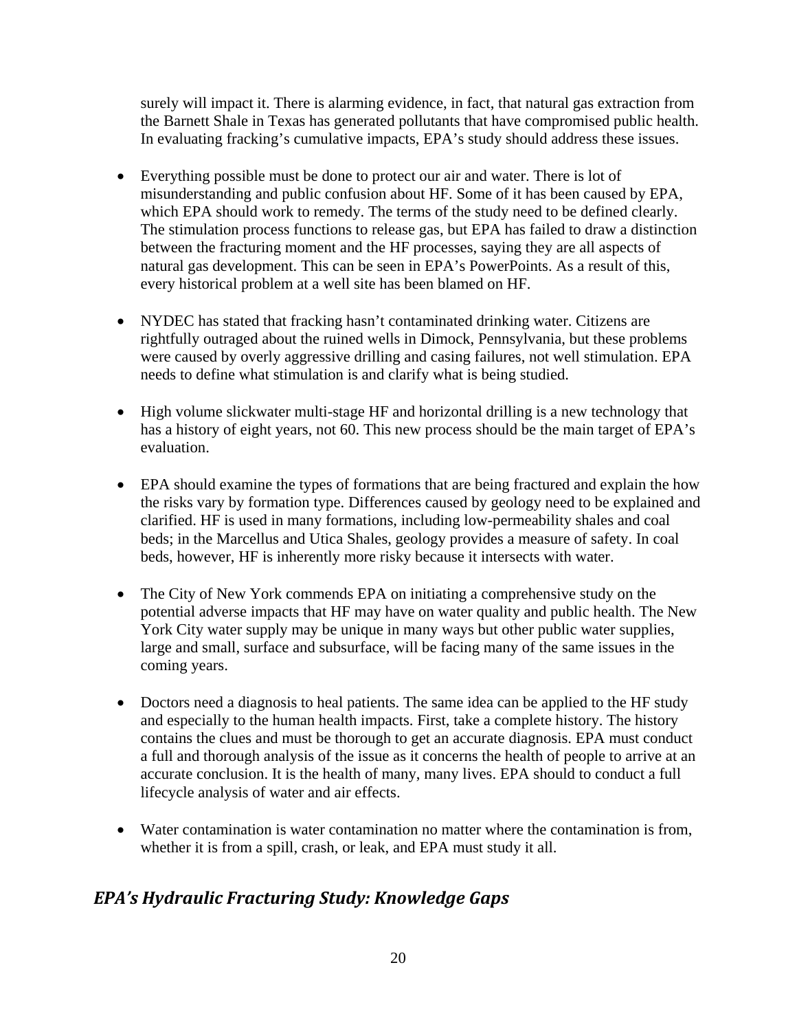surely will impact it. There is alarming evidence, in fact, that natural gas extraction from the Barnett Shale in Texas has generated pollutants that have compromised public health. In evaluating fracking's cumulative impacts, EPA's study should address these issues.

- Everything possible must be done to protect our air and water. There is lot of misunderstanding and public confusion about HF. Some of it has been caused by EPA, which EPA should work to remedy. The terms of the study need to be defined clearly. The stimulation process functions to release gas, but EPA has failed to draw a distinction between the fracturing moment and the HF processes, saying they are all aspects of natural gas development. This can be seen in EPA's PowerPoints. As a result of this, every historical problem at a well site has been blamed on HF.

- NYDEC has stated that fracking hasn't contaminated drinking water. Citizens are rightfully outraged about the ruined wells in Dimock, Pennsylvania, but these problems were caused by overly aggressive drilling and casing failures, not well stimulation. EPA needs to define what stimulation is and clarify what is being studied.

- High volume slickwater multi-stage HF and horizontal drilling is a new technology that has a history of eight years, not 60. This new process should be the main target of EPA's evaluation.

- EPA should examine the types of formations that are being fractured and explain the how the risks vary by formation type. Differences caused by geology need to be explained and clarified. HF is used in many formations, including low-permeability shales and coal beds; in the Marcellus and Utica Shales, geology provides a measure of safety. In coal beds, however, HF is inherently more risky because it intersects with water.

- The City of New York commends EPA on initiating a comprehensive study on the potential adverse impacts that HF may have on water quality and public health. The New York City water supply may be unique in many ways but other public water supplies, large and small, surface and subsurface, will be facing many of the same issues in the coming years.

- Doctors need a diagnosis to heal patients. The same idea can be applied to the HF study and especially to the human health impacts. First, take a complete history. The history contains the clues and must be thorough to get an accurate diagnosis. EPA must conduct a full and thorough analysis of the issue as it concerns the health of people to arrive at an accurate conclusion. It is the health of many, many lives. EPA should to conduct a full lifecycle analysis of water and air effects.

- Water contamination is water contamination no matter where the contamination is from, whether it is from a spill, crash, or leak, and EPA must study it all.

## *EPA's Hydraulic Fracturing Study: Knowledge Gaps*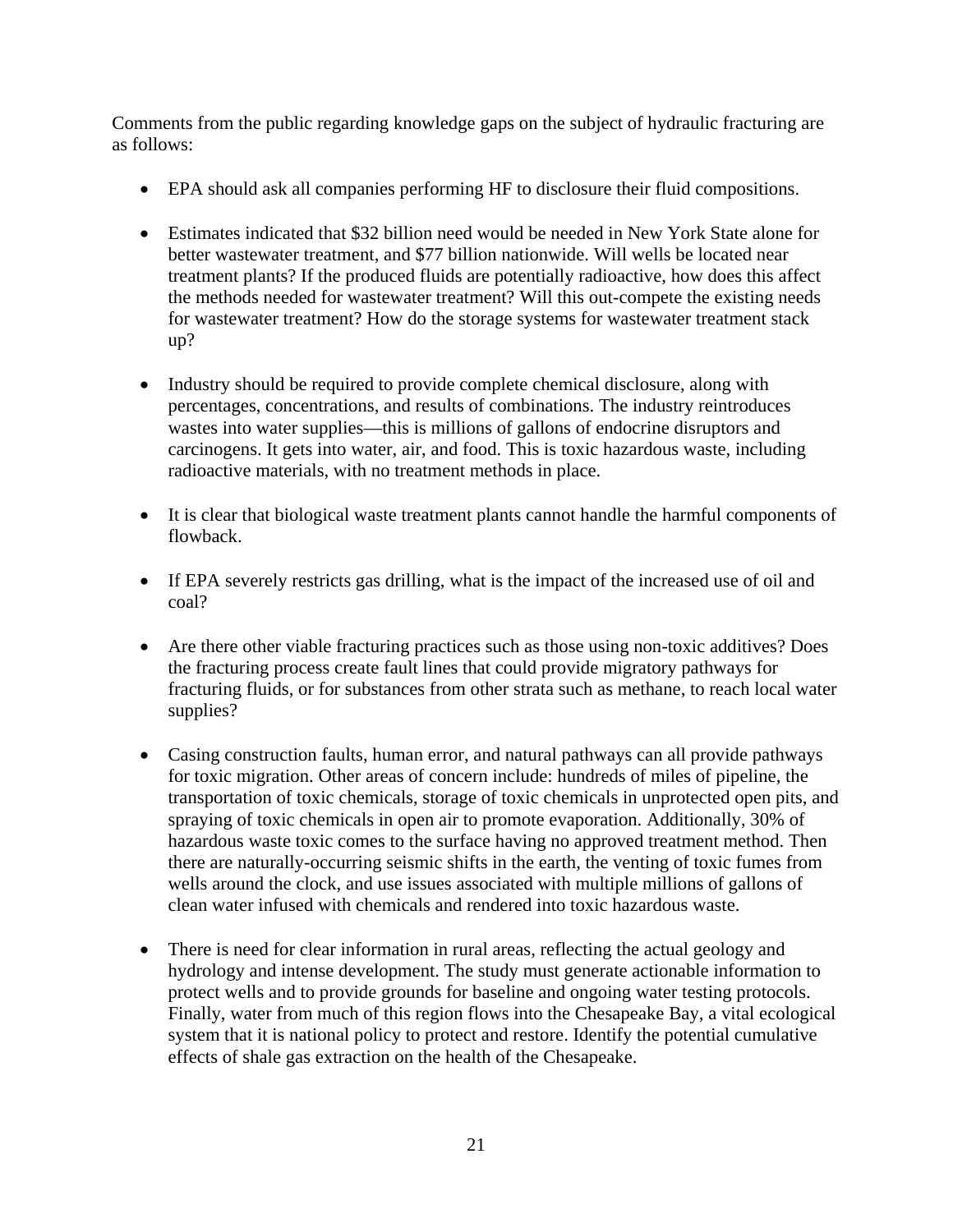Comments from the public regarding knowledge gaps on the subject of hydraulic fracturing are as follows:

- EPA should ask all companies performing HF to disclosure their fluid compositions.

- Estimates indicated that $32 billion need would be needed in New York State alone for better wastewater treatment, and $77 billion nationwide. Will wells be located near treatment plants? If the produced fluids are potentially radioactive, how does this affect the methods needed for wastewater treatment? Will this out-compete the existing needs for wastewater treatment? How do the storage systems for wastewater treatment stack up?

- Industry should be required to provide complete chemical disclosure, along with percentages, concentrations, and results of combinations. The industry reintroduces wastes into water supplies—this is millions of gallons of endocrine disruptors and carcinogens. It gets into water, air, and food. This is toxic hazardous waste, including radioactive materials, with no treatment methods in place.

- It is clear that biological waste treatment plants cannot handle the harmful components of flowback.

- If EPA severely restricts gas drilling, what is the impact of the increased use of oil and coal?

- Are there other viable fracturing practices such as those using non-toxic additives? Does the fracturing process create fault lines that could provide migratory pathways for fracturing fluids, or for substances from other strata such as methane, to reach local water supplies?

- Casing construction faults, human error, and natural pathways can all provide pathways for toxic migration. Other areas of concern include: hundreds of miles of pipeline, the transportation of toxic chemicals, storage of toxic chemicals in unprotected open pits, and spraying of toxic chemicals in open air to promote evaporation. Additionally, 30% of hazardous waste toxic comes to the surface having no approved treatment method. Then there are naturally-occurring seismic shifts in the earth, the venting of toxic fumes from wells around the clock, and use issues associated with multiple millions of gallons of clean water infused with chemicals and rendered into toxic hazardous waste.

- There is need for clear information in rural areas, reflecting the actual geology and hydrology and intense development. The study must generate actionable information to protect wells and to provide grounds for baseline and ongoing water testing protocols. Finally, water from much of this region flows into the Chesapeake Bay, a vital ecological system that it is national policy to protect and restore. Identify the potential cumulative effects of shale gas extraction on the health of the Chesapeake.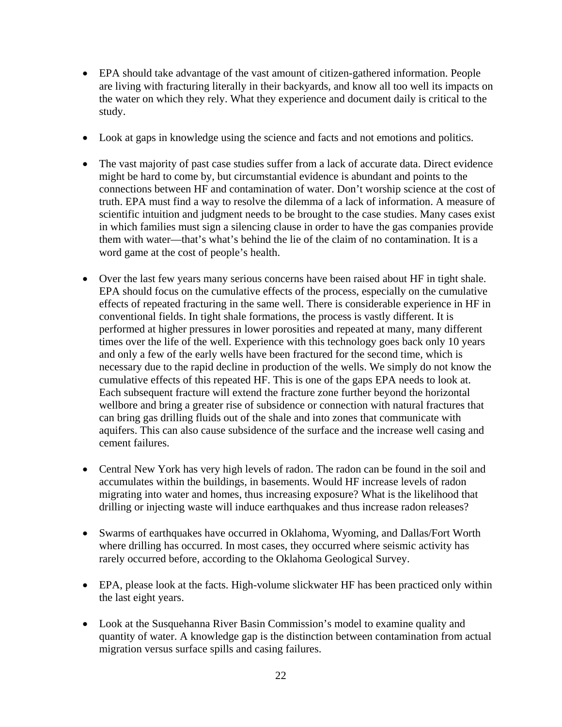- EPA should take advantage of the vast amount of citizen-gathered information. People are living with fracturing literally in their backyards, and know all too well its impacts on the water on which they rely. What they experience and document daily is critical to the study.

- Look at gaps in knowledge using the science and facts and not emotions and politics.

- The vast majority of past case studies suffer from a lack of accurate data. Direct evidence might be hard to come by, but circumstantial evidence is abundant and points to the connections between HF and contamination of water. Don't worship science at the cost of truth. EPA must find a way to resolve the dilemma of a lack of information. A measure of scientific intuition and judgment needs to be brought to the case studies. Many cases exist in which families must sign a silencing clause in order to have the gas companies provide them with water—that's what's behind the lie of the claim of no contamination. It is a word game at the cost of people's health.

- Over the last few years many serious concerns have been raised about HF in tight shale. EPA should focus on the cumulative effects of the process, especially on the cumulative effects of repeated fracturing in the same well. There is considerable experience in HF in conventional fields. In tight shale formations, the process is vastly different. It is performed at higher pressures in lower porosities and repeated at many, many different times over the life of the well. Experience with this technology goes back only 10 years and only a few of the early wells have been fractured for the second time, which is necessary due to the rapid decline in production of the wells. We simply do not know the cumulative effects of this repeated HF. This is one of the gaps EPA needs to look at. Each subsequent fracture will extend the fracture zone further beyond the horizontal wellbore and bring a greater rise of subsidence or connection with natural fractures that can bring gas drilling fluids out of the shale and into zones that communicate with aquifers. This can also cause subsidence of the surface and the increase well casing and cement failures.

- Central New York has very high levels of radon. The radon can be found in the soil and accumulates within the buildings, in basements. Would HF increase levels of radon migrating into water and homes, thus increasing exposure? What is the likelihood that drilling or injecting waste will induce earthquakes and thus increase radon releases?

- Swarms of earthquakes have occurred in Oklahoma, Wyoming, and Dallas/Fort Worth where drilling has occurred. In most cases, they occurred where seismic activity has rarely occurred before, according to the Oklahoma Geological Survey.

- EPA, please look at the facts. High-volume slickwater HF has been practiced only within the last eight years.

- Look at the Susquehanna River Basin Commission's model to examine quality and quantity of water. A knowledge gap is the distinction between contamination from actual migration versus surface spills and casing failures.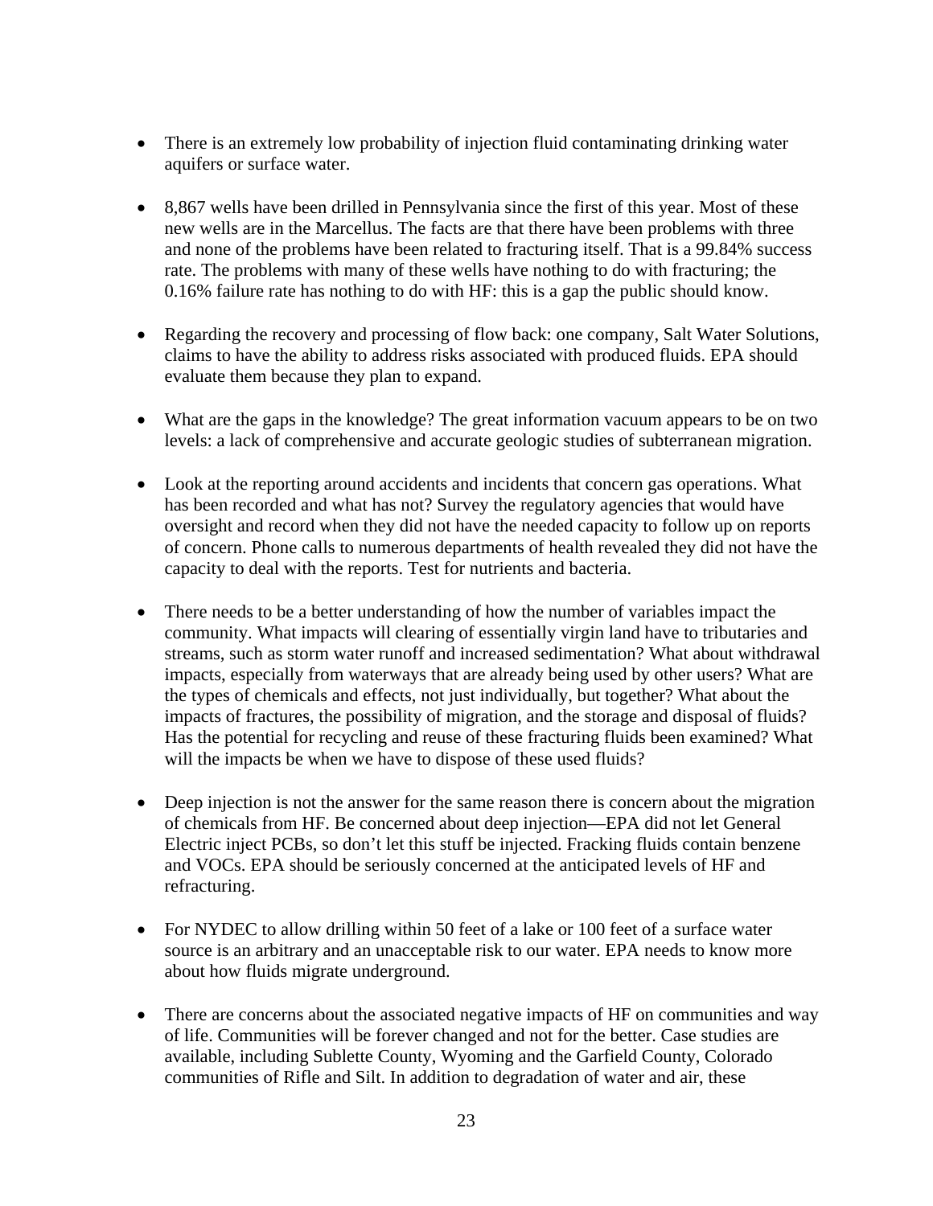- There is an extremely low probability of injection fluid contaminating drinking water aquifers or surface water.

- 8,867 wells have been drilled in Pennsylvania since the first of this year. Most of these new wells are in the Marcellus. The facts are that there have been problems with three and none of the problems have been related to fracturing itself. That is a 99.84% success rate. The problems with many of these wells have nothing to do with fracturing; the 0.16% failure rate has nothing to do with HF: this is a gap the public should know.

- Regarding the recovery and processing of flow back: one company, Salt Water Solutions, claims to have the ability to address risks associated with produced fluids. EPA should evaluate them because they plan to expand.

- What are the gaps in the knowledge? The great information vacuum appears to be on two levels: a lack of comprehensive and accurate geologic studies of subterranean migration.

- Look at the reporting around accidents and incidents that concern gas operations. What has been recorded and what has not? Survey the regulatory agencies that would have oversight and record when they did not have the needed capacity to follow up on reports of concern. Phone calls to numerous departments of health revealed they did not have the capacity to deal with the reports. Test for nutrients and bacteria.

- There needs to be a better understanding of how the number of variables impact the community. What impacts will clearing of essentially virgin land have to tributaries and streams, such as storm water runoff and increased sedimentation? What about withdrawal impacts, especially from waterways that are already being used by other users? What are the types of chemicals and effects, not just individually, but together? What about the impacts of fractures, the possibility of migration, and the storage and disposal of fluids? Has the potential for recycling and reuse of these fracturing fluids been examined? What will the impacts be when we have to dispose of these used fluids?

- Deep injection is not the answer for the same reason there is concern about the migration of chemicals from HF. Be concerned about deep injection—EPA did not let General Electric inject PCBs, so don't let this stuff be injected. Fracking fluids contain benzene and VOCs. EPA should be seriously concerned at the anticipated levels of HF and refracturing.

- For NYDEC to allow drilling within 50 feet of a lake or 100 feet of a surface water source is an arbitrary and an unacceptable risk to our water. EPA needs to know more about how fluids migrate underground.

- There are concerns about the associated negative impacts of HF on communities and way of life. Communities will be forever changed and not for the better. Case studies are available, including Sublette County, Wyoming and the Garfield County, Colorado communities of Rifle and Silt. In addition to degradation of water and air, these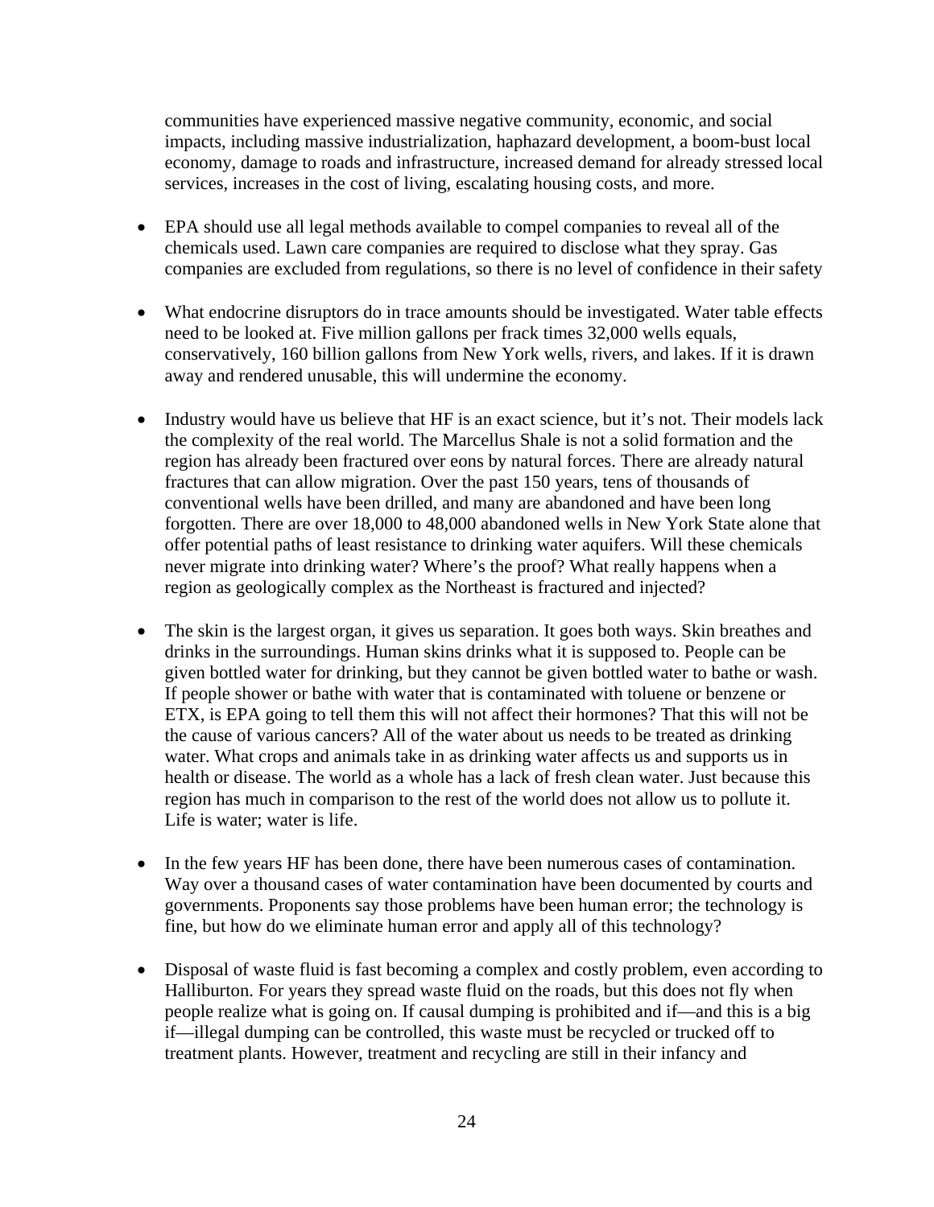communities have experienced massive negative community, economic, and social impacts, including massive industrialization, haphazard development, a boom-bust local economy, damage to roads and infrastructure, increased demand for already stressed local services, increases in the cost of living, escalating housing costs, and more.

- EPA should use all legal methods available to compel companies to reveal all of the chemicals used. Lawn care companies are required to disclose what they spray. Gas companies are excluded from regulations, so there is no level of confidence in their safety

- What endocrine disruptors do in trace amounts should be investigated. Water table effects need to be looked at. Five million gallons per frack times 32,000 wells equals, conservatively, 160 billion gallons from New York wells, rivers, and lakes. If it is drawn away and rendered unusable, this will undermine the economy.

- Industry would have us believe that HF is an exact science, but it's not. Their models lack the complexity of the real world. The Marcellus Shale is not a solid formation and the region has already been fractured over eons by natural forces. There are already natural fractures that can allow migration. Over the past 150 years, tens of thousands of conventional wells have been drilled, and many are abandoned and have been long forgotten. There are over 18,000 to 48,000 abandoned wells in New York State alone that offer potential paths of least resistance to drinking water aquifers. Will these chemicals never migrate into drinking water? Where's the proof? What really happens when a region as geologically complex as the Northeast is fractured and injected?

- The skin is the largest organ, it gives us separation. It goes both ways. Skin breathes and drinks in the surroundings. Human skins drinks what it is supposed to. People can be given bottled water for drinking, but they cannot be given bottled water to bathe or wash. If people shower or bathe with water that is contaminated with toluene or benzene or ETX, is EPA going to tell them this will not affect their hormones? That this will not be the cause of various cancers? All of the water about us needs to be treated as drinking water. What crops and animals take in as drinking water affects us and supports us in health or disease. The world as a whole has a lack of fresh clean water. Just because this region has much in comparison to the rest of the world does not allow us to pollute it. Life is water; water is life.

- In the few years HF has been done, there have been numerous cases of contamination. Way over a thousand cases of water contamination have been documented by courts and governments. Proponents say those problems have been human error; the technology is fine, but how do we eliminate human error and apply all of this technology?

- Disposal of waste fluid is fast becoming a complex and costly problem, even according to Halliburton. For years they spread waste fluid on the roads, but this does not fly when people realize what is going on. If causal dumping is prohibited and if—and this is a big if—illegal dumping can be controlled, this waste must be recycled or trucked off to treatment plants. However, treatment and recycling are still in their infancy and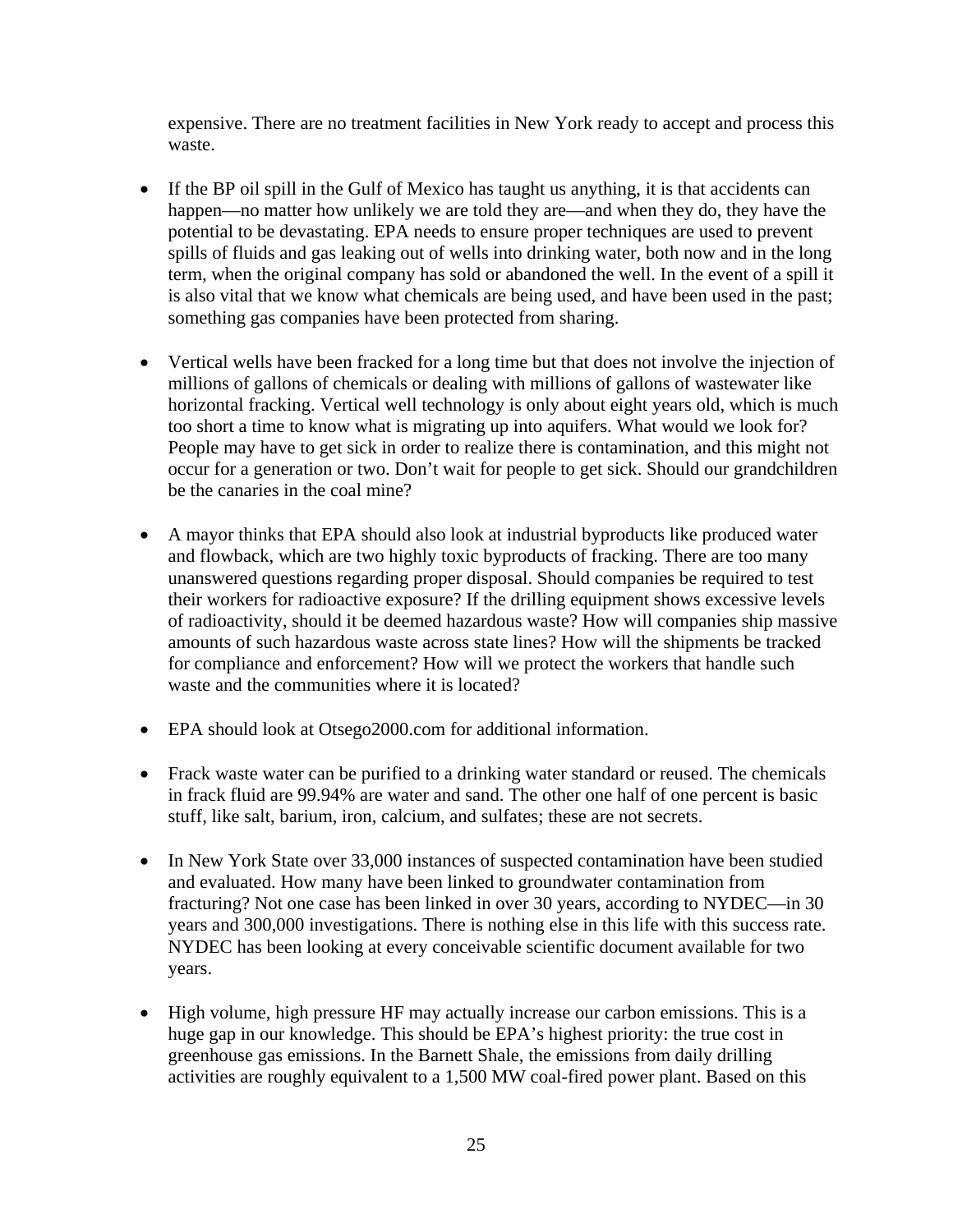expensive. There are no treatment facilities in New York ready to accept and process this waste.

- If the BP oil spill in the Gulf of Mexico has taught us anything, it is that accidents can happen—no matter how unlikely we are told they are—and when they do, they have the potential to be devastating. EPA needs to ensure proper techniques are used to prevent spills of fluids and gas leaking out of wells into drinking water, both now and in the long term, when the original company has sold or abandoned the well. In the event of a spill it is also vital that we know what chemicals are being used, and have been used in the past; something gas companies have been protected from sharing.

- Vertical wells have been fracked for a long time but that does not involve the injection of millions of gallons of chemicals or dealing with millions of gallons of wastewater like horizontal fracking. Vertical well technology is only about eight years old, which is much too short a time to know what is migrating up into aquifers. What would we look for? People may have to get sick in order to realize there is contamination, and this might not occur for a generation or two. Don't wait for people to get sick. Should our grandchildren be the canaries in the coal mine?

- A mayor thinks that EPA should also look at industrial byproducts like produced water and flowback, which are two highly toxic byproducts of fracking. There are too many unanswered questions regarding proper disposal. Should companies be required to test their workers for radioactive exposure? If the drilling equipment shows excessive levels of radioactivity, should it be deemed hazardous waste? How will companies ship massive amounts of such hazardous waste across state lines? How will the shipments be tracked for compliance and enforcement? How will we protect the workers that handle such waste and the communities where it is located?

- EPA should look at Otsego2000.com for additional information.

- Frack waste water can be purified to a drinking water standard or reused. The chemicals in frack fluid are 99.94% are water and sand. The other one half of one percent is basic stuff, like salt, barium, iron, calcium, and sulfates; these are not secrets.

- In New York State over 33,000 instances of suspected contamination have been studied and evaluated. How many have been linked to groundwater contamination from fracturing? Not one case has been linked in over 30 years, according to NYDEC—in 30 years and 300,000 investigations. There is nothing else in this life with this success rate. NYDEC has been looking at every conceivable scientific document available for two years.

- High volume, high pressure HF may actually increase our carbon emissions. This is a huge gap in our knowledge. This should be EPA's highest priority: the true cost in greenhouse gas emissions. In the Barnett Shale, the emissions from daily drilling activities are roughly equivalent to a 1,500 MW coal-fired power plant. Based on this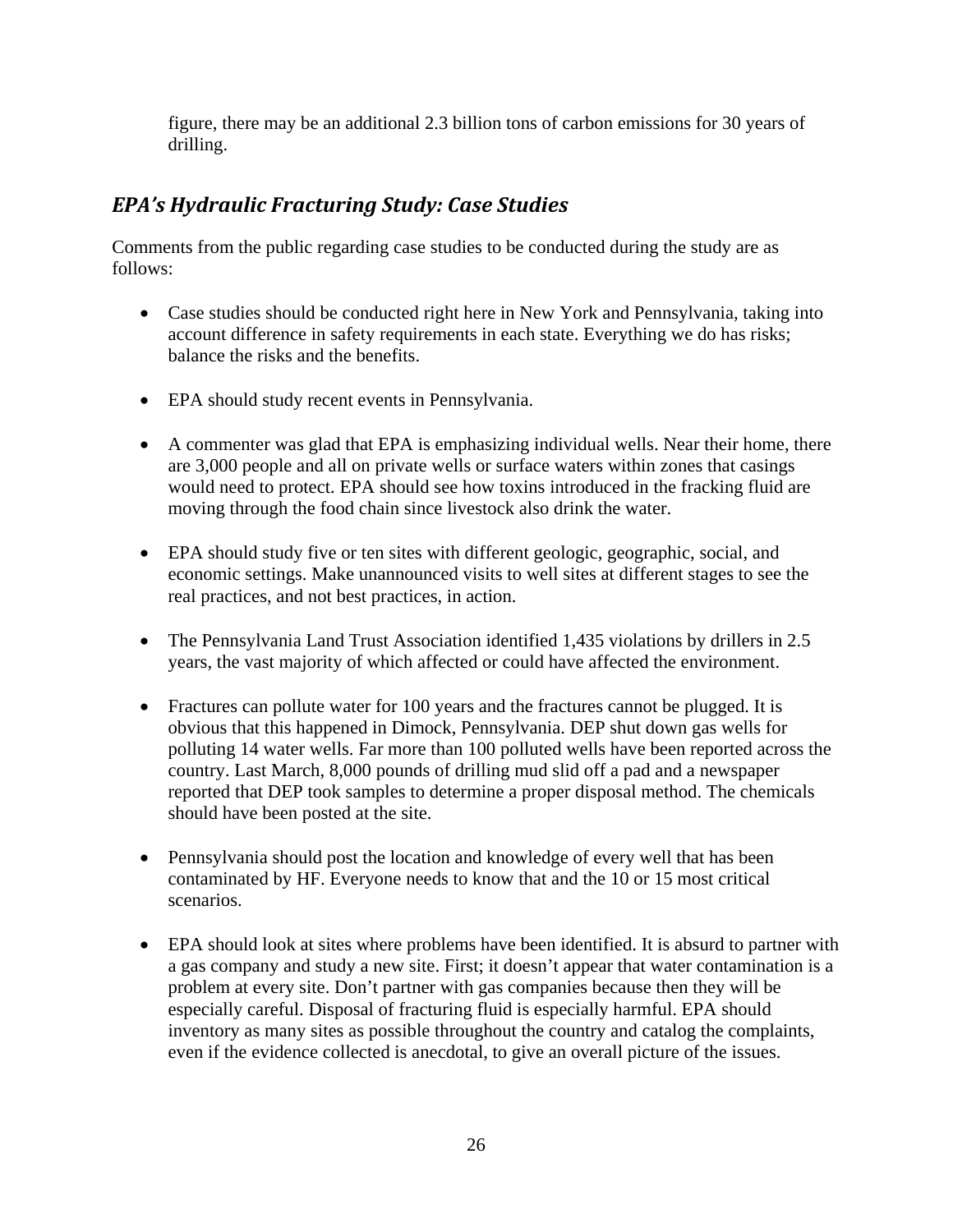figure, there may be an additional 2.3 billion tons of carbon emissions for 30 years of drilling.

## *EPA's Hydraulic Fracturing Study: Case Studies*

Comments from the public regarding case studies to be conducted during the study are as follows:

- Case studies should be conducted right here in New York and Pennsylvania, taking into account difference in safety requirements in each state. Everything we do has risks; balance the risks and the benefits.
- EPA should study recent events in Pennsylvania.
- A commenter was glad that EPA is emphasizing individual wells. Near their home, there are 3,000 people and all on private wells or surface waters within zones that casings would need to protect. EPA should see how toxins introduced in the fracking fluid are moving through the food chain since livestock also drink the water.
- EPA should study five or ten sites with different geologic, geographic, social, and economic settings. Make unannounced visits to well sites at different stages to see the real practices, and not best practices, in action.
- The Pennsylvania Land Trust Association identified 1,435 violations by drillers in 2.5 years, the vast majority of which affected or could have affected the environment.
- Fractures can pollute water for 100 years and the fractures cannot be plugged. It is obvious that this happened in Dimock, Pennsylvania. DEP shut down gas wells for polluting 14 water wells. Far more than 100 polluted wells have been reported across the country. Last March, 8,000 pounds of drilling mud slid off a pad and a newspaper reported that DEP took samples to determine a proper disposal method. The chemicals should have been posted at the site.
- Pennsylvania should post the location and knowledge of every well that has been contaminated by HF. Everyone needs to know that and the 10 or 15 most critical scenarios.
- EPA should look at sites where problems have been identified. It is absurd to partner with a gas company and study a new site. First; it doesn't appear that water contamination is a problem at every site. Don't partner with gas companies because then they will be especially careful. Disposal of fracturing fluid is especially harmful. EPA should inventory as many sites as possible throughout the country and catalog the complaints, even if the evidence collected is anecdotal, to give an overall picture of the issues.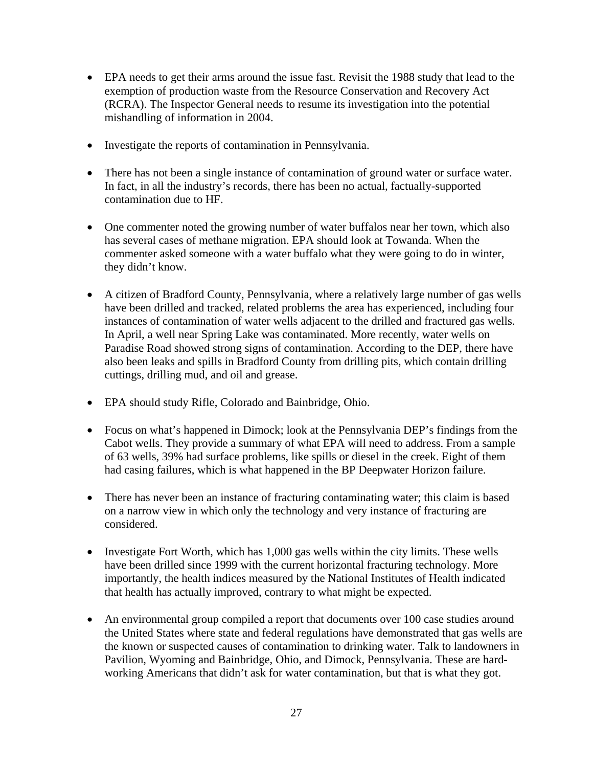- EPA needs to get their arms around the issue fast. Revisit the 1988 study that lead to the exemption of production waste from the Resource Conservation and Recovery Act (RCRA). The Inspector General needs to resume its investigation into the potential mishandling of information in 2004.

- Investigate the reports of contamination in Pennsylvania.

- There has not been a single instance of contamination of ground water or surface water. In fact, in all the industry's records, there has been no actual, factually-supported contamination due to HF.

- One commenter noted the growing number of water buffalos near her town, which also has several cases of methane migration. EPA should look at Towanda. When the commenter asked someone with a water buffalo what they were going to do in winter, they didn't know.

- A citizen of Bradford County, Pennsylvania, where a relatively large number of gas wells have been drilled and tracked, related problems the area has experienced, including four instances of contamination of water wells adjacent to the drilled and fractured gas wells. In April, a well near Spring Lake was contaminated. More recently, water wells on Paradise Road showed strong signs of contamination. According to the DEP, there have also been leaks and spills in Bradford County from drilling pits, which contain drilling cuttings, drilling mud, and oil and grease.

- EPA should study Rifle, Colorado and Bainbridge, Ohio.

- Focus on what's happened in Dimock; look at the Pennsylvania DEP's findings from the Cabot wells. They provide a summary of what EPA will need to address. From a sample of 63 wells, 39% had surface problems, like spills or diesel in the creek. Eight of them had casing failures, which is what happened in the BP Deepwater Horizon failure.

- There has never been an instance of fracturing contaminating water; this claim is based on a narrow view in which only the technology and very instance of fracturing are considered.

- Investigate Fort Worth, which has 1,000 gas wells within the city limits. These wells have been drilled since 1999 with the current horizontal fracturing technology. More importantly, the health indices measured by the National Institutes of Health indicated that health has actually improved, contrary to what might be expected.

- An environmental group compiled a report that documents over 100 case studies around the United States where state and federal regulations have demonstrated that gas wells are the known or suspected causes of contamination to drinking water. Talk to landowners in Pavilion, Wyoming and Bainbridge, Ohio, and Dimock, Pennsylvania. These are hard-working Americans that didn't ask for water contamination, but that is what they got.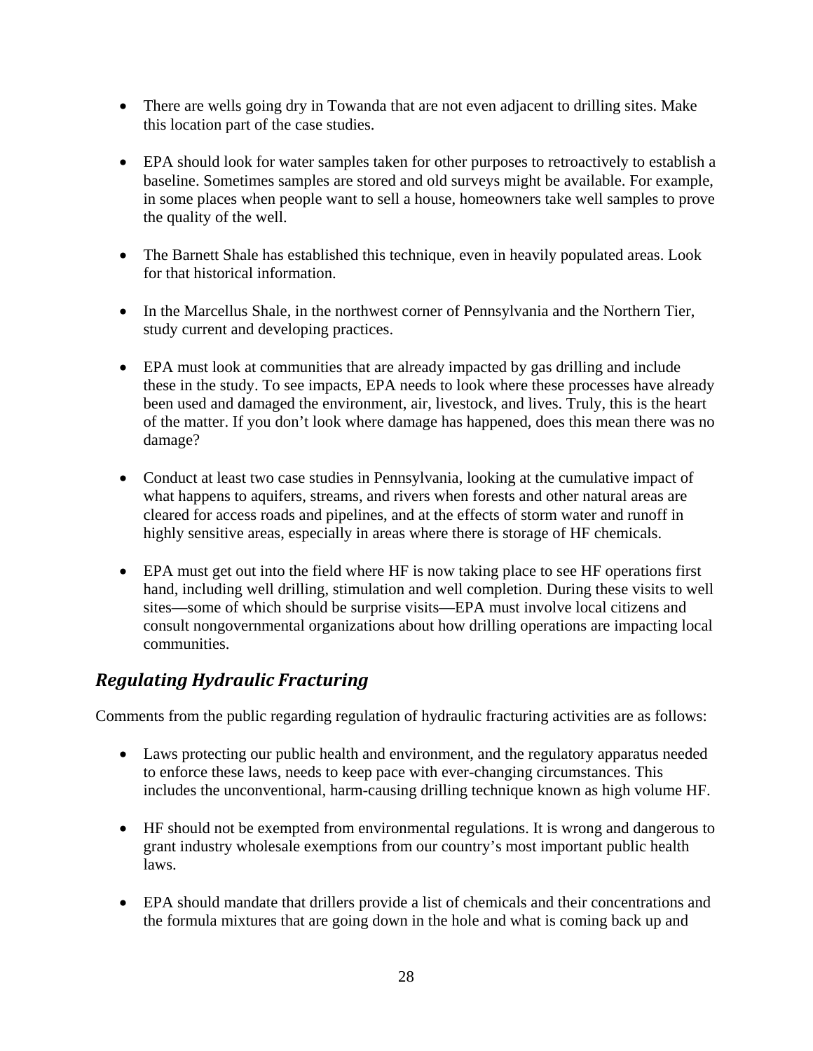- There are wells going dry in Towanda that are not even adjacent to drilling sites. Make this location part of the case studies.

- EPA should look for water samples taken for other purposes to retroactively to establish a baseline. Sometimes samples are stored and old surveys might be available. For example, in some places when people want to sell a house, homeowners take well samples to prove the quality of the well.

- The Barnett Shale has established this technique, even in heavily populated areas. Look for that historical information.

- In the Marcellus Shale, in the northwest corner of Pennsylvania and the Northern Tier, study current and developing practices.

- EPA must look at communities that are already impacted by gas drilling and include these in the study. To see impacts, EPA needs to look where these processes have already been used and damaged the environment, air, livestock, and lives. Truly, this is the heart of the matter. If you don't look where damage has happened, does this mean there was no damage?

- Conduct at least two case studies in Pennsylvania, looking at the cumulative impact of what happens to aquifers, streams, and rivers when forests and other natural areas are cleared for access roads and pipelines, and at the effects of storm water and runoff in highly sensitive areas, especially in areas where there is storage of HF chemicals.

- EPA must get out into the field where HF is now taking place to see HF operations first hand, including well drilling, stimulation and well completion. During these visits to well sites—some of which should be surprise visits—EPA must involve local citizens and consult nongovernmental organizations about how drilling operations are impacting local communities.

## *Regulating Hydraulic Fracturing*

Comments from the public regarding regulation of hydraulic fracturing activities are as follows:

- Laws protecting our public health and environment, and the regulatory apparatus needed to enforce these laws, needs to keep pace with ever-changing circumstances. This includes the unconventional, harm-causing drilling technique known as high volume HF.

- HF should not be exempted from environmental regulations. It is wrong and dangerous to grant industry wholesale exemptions from our country's most important public health laws.

- EPA should mandate that drillers provide a list of chemicals and their concentrations and the formula mixtures that are going down in the hole and what is coming back up and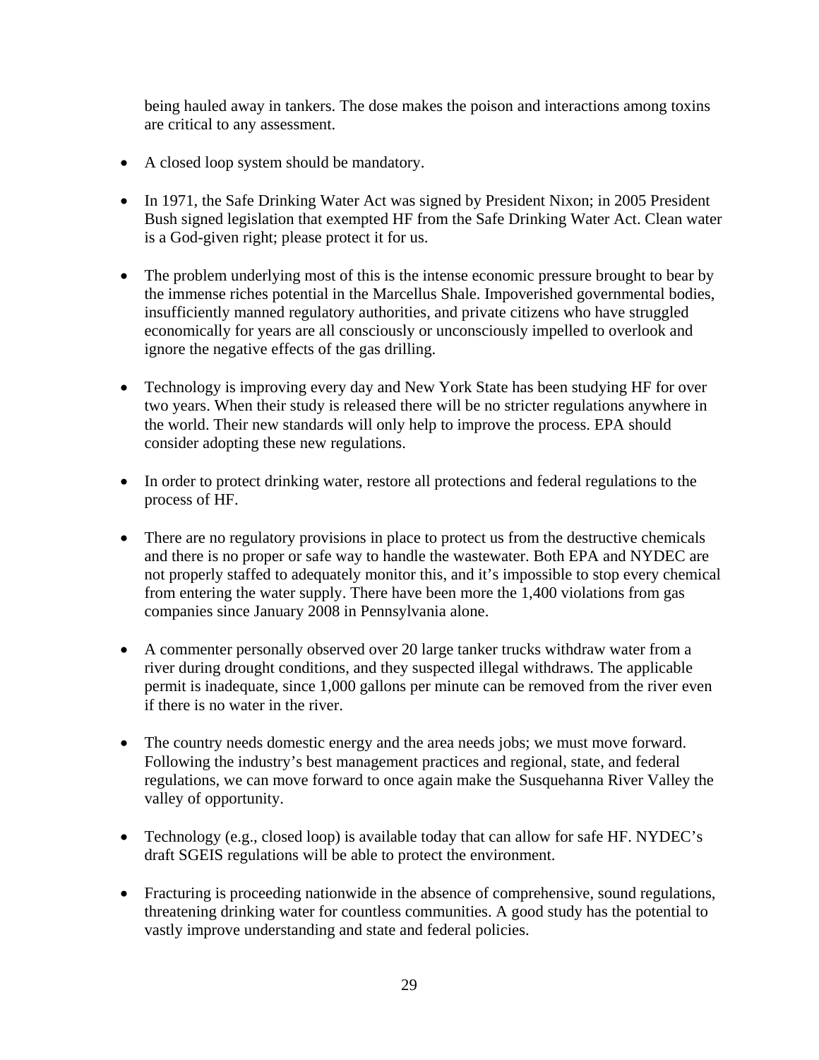being hauled away in tankers. The dose makes the poison and interactions among toxins are critical to any assessment.

- A closed loop system should be mandatory.

- In 1971, the Safe Drinking Water Act was signed by President Nixon; in 2005 President Bush signed legislation that exempted HF from the Safe Drinking Water Act. Clean water is a God-given right; please protect it for us.

- The problem underlying most of this is the intense economic pressure brought to bear by the immense riches potential in the Marcellus Shale. Impoverished governmental bodies, insufficiently manned regulatory authorities, and private citizens who have struggled economically for years are all consciously or unconsciously impelled to overlook and ignore the negative effects of the gas drilling.

- Technology is improving every day and New York State has been studying HF for over two years. When their study is released there will be no stricter regulations anywhere in the world. Their new standards will only help to improve the process. EPA should consider adopting these new regulations.

- In order to protect drinking water, restore all protections and federal regulations to the process of HF.

- There are no regulatory provisions in place to protect us from the destructive chemicals and there is no proper or safe way to handle the wastewater. Both EPA and NYDEC are not properly staffed to adequately monitor this, and it's impossible to stop every chemical from entering the water supply. There have been more the 1,400 violations from gas companies since January 2008 in Pennsylvania alone.

- A commenter personally observed over 20 large tanker trucks withdraw water from a river during drought conditions, and they suspected illegal withdraws. The applicable permit is inadequate, since 1,000 gallons per minute can be removed from the river even if there is no water in the river.

- The country needs domestic energy and the area needs jobs; we must move forward. Following the industry's best management practices and regional, state, and federal regulations, we can move forward to once again make the Susquehanna River Valley the valley of opportunity.

- Technology (e.g., closed loop) is available today that can allow for safe HF. NYDEC's draft SGEIS regulations will be able to protect the environment.

- Fracturing is proceeding nationwide in the absence of comprehensive, sound regulations, threatening drinking water for countless communities. A good study has the potential to vastly improve understanding and state and federal policies.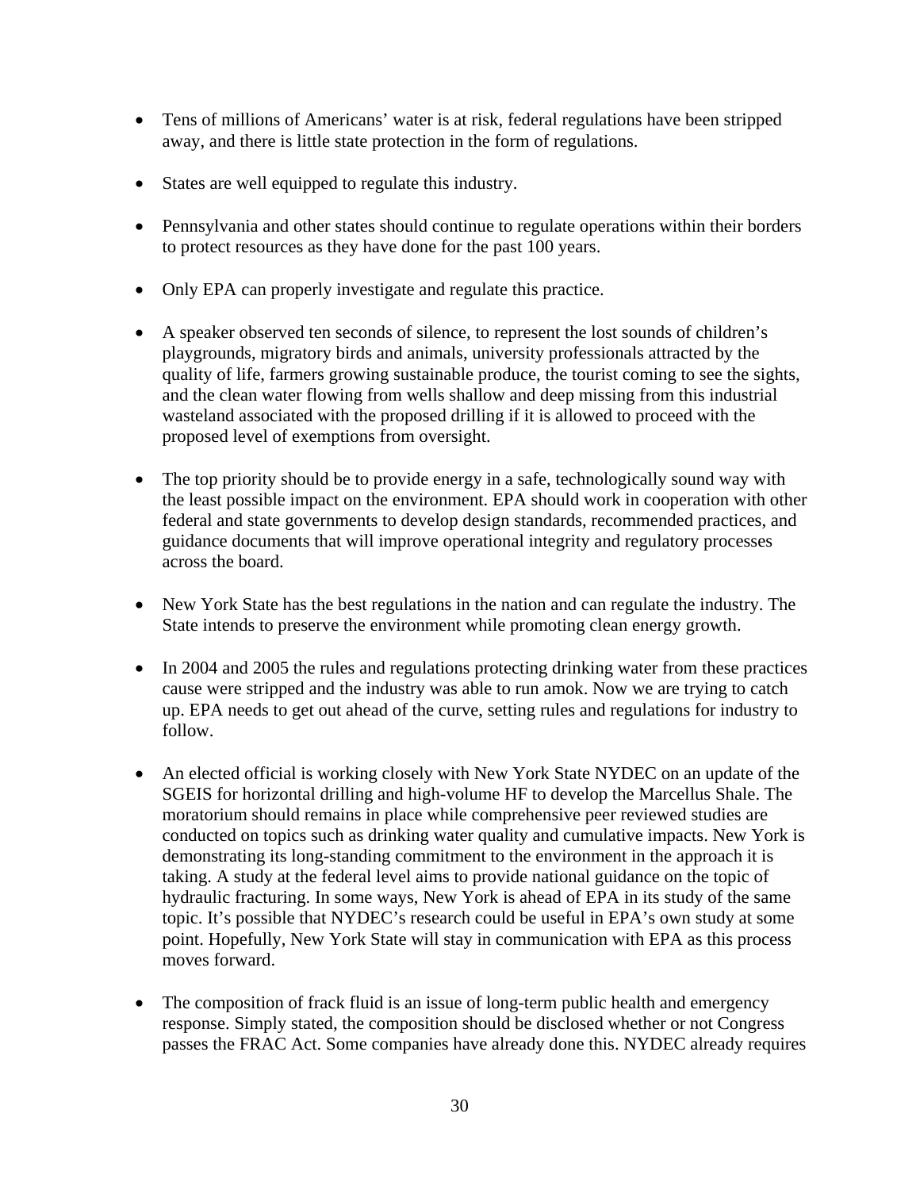- Tens of millions of Americans' water is at risk, federal regulations have been stripped away, and there is little state protection in the form of regulations.

- States are well equipped to regulate this industry.

- Pennsylvania and other states should continue to regulate operations within their borders to protect resources as they have done for the past 100 years.

- Only EPA can properly investigate and regulate this practice.

- A speaker observed ten seconds of silence, to represent the lost sounds of children's playgrounds, migratory birds and animals, university professionals attracted by the quality of life, farmers growing sustainable produce, the tourist coming to see the sights, and the clean water flowing from wells shallow and deep missing from this industrial wasteland associated with the proposed drilling if it is allowed to proceed with the proposed level of exemptions from oversight.

- The top priority should be to provide energy in a safe, technologically sound way with the least possible impact on the environment. EPA should work in cooperation with other federal and state governments to develop design standards, recommended practices, and guidance documents that will improve operational integrity and regulatory processes across the board.

- New York State has the best regulations in the nation and can regulate the industry. The State intends to preserve the environment while promoting clean energy growth.

- In 2004 and 2005 the rules and regulations protecting drinking water from these practices cause were stripped and the industry was able to run amok. Now we are trying to catch up. EPA needs to get out ahead of the curve, setting rules and regulations for industry to follow.

- An elected official is working closely with New York State NYDEC on an update of the SGEIS for horizontal drilling and high-volume HF to develop the Marcellus Shale. The moratorium should remains in place while comprehensive peer reviewed studies are conducted on topics such as drinking water quality and cumulative impacts. New York is demonstrating its long-standing commitment to the environment in the approach it is taking. A study at the federal level aims to provide national guidance on the topic of hydraulic fracturing. In some ways, New York is ahead of EPA in its study of the same topic. It's possible that NYDEC's research could be useful in EPA's own study at some point. Hopefully, New York State will stay in communication with EPA as this process moves forward.

- The composition of frack fluid is an issue of long-term public health and emergency response. Simply stated, the composition should be disclosed whether or not Congress passes the FRAC Act. Some companies have already done this. NYDEC already requires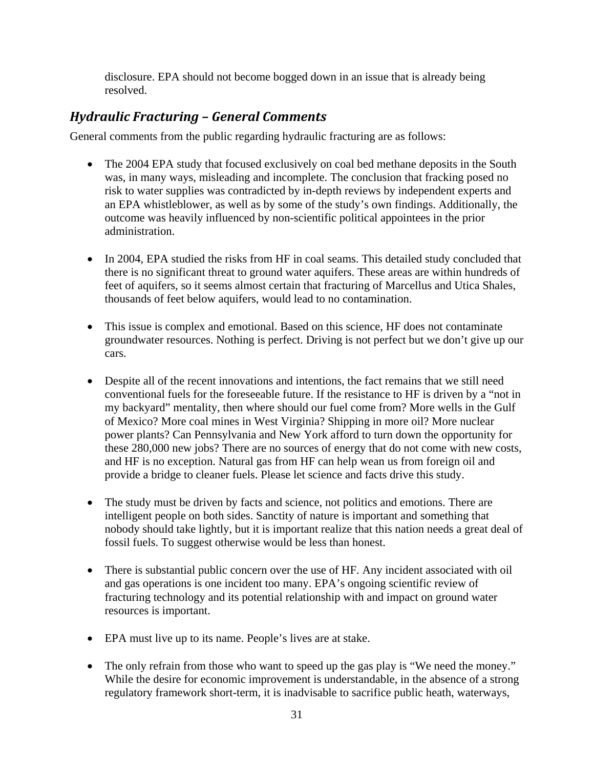disclosure. EPA should not become bogged down in an issue that is already being resolved.

## *Hydraulic Fracturing – General Comments*

General comments from the public regarding hydraulic fracturing are as follows:

- The 2004 EPA study that focused exclusively on coal bed methane deposits in the South was, in many ways, misleading and incomplete. The conclusion that fracking posed no risk to water supplies was contradicted by in-depth reviews by independent experts and an EPA whistleblower, as well as by some of the study's own findings. Additionally, the outcome was heavily influenced by non-scientific political appointees in the prior administration.

- In 2004, EPA studied the risks from HF in coal seams. This detailed study concluded that there is no significant threat to ground water aquifers. These areas are within hundreds of feet of aquifers, so it seems almost certain that fracturing of Marcellus and Utica Shales, thousands of feet below aquifers, would lead to no contamination.

- This issue is complex and emotional. Based on this science, HF does not contaminate groundwater resources. Nothing is perfect. Driving is not perfect but we don't give up our cars.

- Despite all of the recent innovations and intentions, the fact remains that we still need conventional fuels for the foreseeable future. If the resistance to HF is driven by a "not in my backyard" mentality, then where should our fuel come from? More wells in the Gulf of Mexico? More coal mines in West Virginia? Shipping in more oil? More nuclear power plants? Can Pennsylvania and New York afford to turn down the opportunity for these 280,000 new jobs? There are no sources of energy that do not come with new costs, and HF is no exception. Natural gas from HF can help wean us from foreign oil and provide a bridge to cleaner fuels. Please let science and facts drive this study.

- The study must be driven by facts and science, not politics and emotions. There are intelligent people on both sides. Sanctity of nature is important and something that nobody should take lightly, but it is important realize that this nation needs a great deal of fossil fuels. To suggest otherwise would be less than honest.

- There is substantial public concern over the use of HF. Any incident associated with oil and gas operations is one incident too many. EPA's ongoing scientific review of fracturing technology and its potential relationship with and impact on ground water resources is important.

- EPA must live up to its name. People's lives are at stake.

- The only refrain from those who want to speed up the gas play is "We need the money." While the desire for economic improvement is understandable, in the absence of a strong regulatory framework short-term, it is inadvisable to sacrifice public heath, waterways,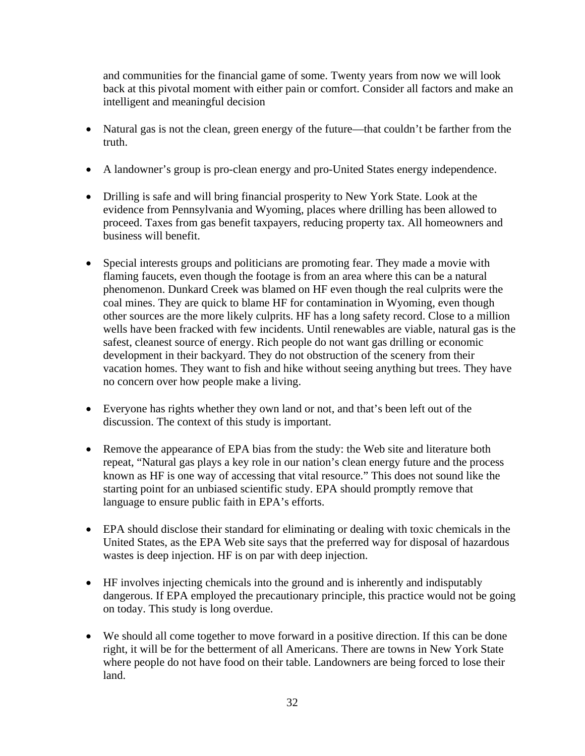and communities for the financial game of some. Twenty years from now we will look back at this pivotal moment with either pain or comfort. Consider all factors and make an intelligent and meaningful decision

- Natural gas is not the clean, green energy of the future—that couldn't be farther from the truth.

- A landowner's group is pro-clean energy and pro-United States energy independence.

- Drilling is safe and will bring financial prosperity to New York State. Look at the evidence from Pennsylvania and Wyoming, places where drilling has been allowed to proceed. Taxes from gas benefit taxpayers, reducing property tax. All homeowners and business will benefit.

- Special interests groups and politicians are promoting fear. They made a movie with flaming faucets, even though the footage is from an area where this can be a natural phenomenon. Dunkard Creek was blamed on HF even though the real culprits were the coal mines. They are quick to blame HF for contamination in Wyoming, even though other sources are the more likely culprits. HF has a long safety record. Close to a million wells have been fracked with few incidents. Until renewables are viable, natural gas is the safest, cleanest source of energy. Rich people do not want gas drilling or economic development in their backyard. They do not obstruction of the scenery from their vacation homes. They want to fish and hike without seeing anything but trees. They have no concern over how people make a living.

- Everyone has rights whether they own land or not, and that's been left out of the discussion. The context of this study is important.

- Remove the appearance of EPA bias from the study: the Web site and literature both repeat, "Natural gas plays a key role in our nation's clean energy future and the process known as HF is one way of accessing that vital resource." This does not sound like the starting point for an unbiased scientific study. EPA should promptly remove that language to ensure public faith in EPA's efforts.

- EPA should disclose their standard for eliminating or dealing with toxic chemicals in the United States, as the EPA Web site says that the preferred way for disposal of hazardous wastes is deep injection. HF is on par with deep injection.

- HF involves injecting chemicals into the ground and is inherently and indisputably dangerous. If EPA employed the precautionary principle, this practice would not be going on today. This study is long overdue.

- We should all come together to move forward in a positive direction. If this can be done right, it will be for the betterment of all Americans. There are towns in New York State where people do not have food on their table. Landowners are being forced to lose their land.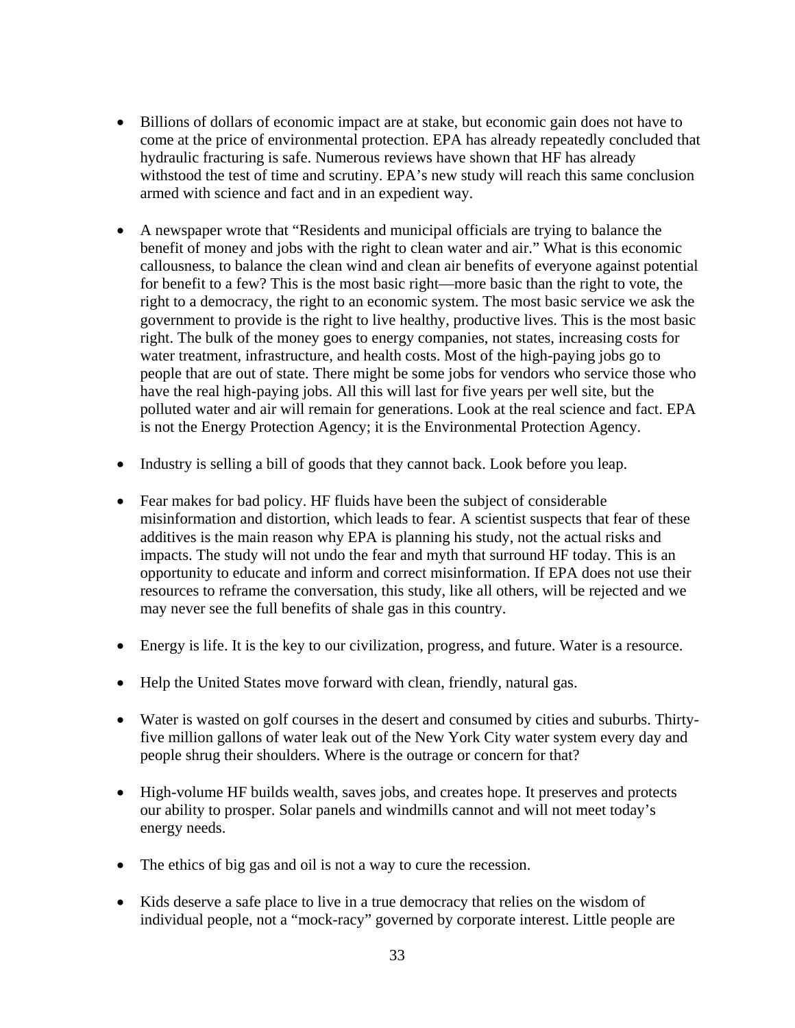- Billions of dollars of economic impact are at stake, but economic gain does not have to come at the price of environmental protection. EPA has already repeatedly concluded that hydraulic fracturing is safe. Numerous reviews have shown that HF has already withstood the test of time and scrutiny. EPA's new study will reach this same conclusion armed with science and fact and in an expedient way.

- A newspaper wrote that "Residents and municipal officials are trying to balance the benefit of money and jobs with the right to clean water and air." What is this economic callousness, to balance the clean wind and clean air benefits of everyone against potential for benefit to a few? This is the most basic right—more basic than the right to vote, the right to a democracy, the right to an economic system. The most basic service we ask the government to provide is the right to live healthy, productive lives. This is the most basic right. The bulk of the money goes to energy companies, not states, increasing costs for water treatment, infrastructure, and health costs. Most of the high-paying jobs go to people that are out of state. There might be some jobs for vendors who service those who have the real high-paying jobs. All this will last for five years per well site, but the polluted water and air will remain for generations. Look at the real science and fact. EPA is not the Energy Protection Agency; it is the Environmental Protection Agency.

- Industry is selling a bill of goods that they cannot back. Look before you leap.

- Fear makes for bad policy. HF fluids have been the subject of considerable misinformation and distortion, which leads to fear. A scientist suspects that fear of these additives is the main reason why EPA is planning his study, not the actual risks and impacts. The study will not undo the fear and myth that surround HF today. This is an opportunity to educate and inform and correct misinformation. If EPA does not use their resources to reframe the conversation, this study, like all others, will be rejected and we may never see the full benefits of shale gas in this country.

- Energy is life. It is the key to our civilization, progress, and future. Water is a resource.

- Help the United States move forward with clean, friendly, natural gas.

- Water is wasted on golf courses in the desert and consumed by cities and suburbs. Thirty-five million gallons of water leak out of the New York City water system every day and people shrug their shoulders. Where is the outrage or concern for that?

- High-volume HF builds wealth, saves jobs, and creates hope. It preserves and protects our ability to prosper. Solar panels and windmills cannot and will not meet today's energy needs.

- The ethics of big gas and oil is not a way to cure the recession.

- Kids deserve a safe place to live in a true democracy that relies on the wisdom of individual people, not a "mock-racy" governed by corporate interest. Little people are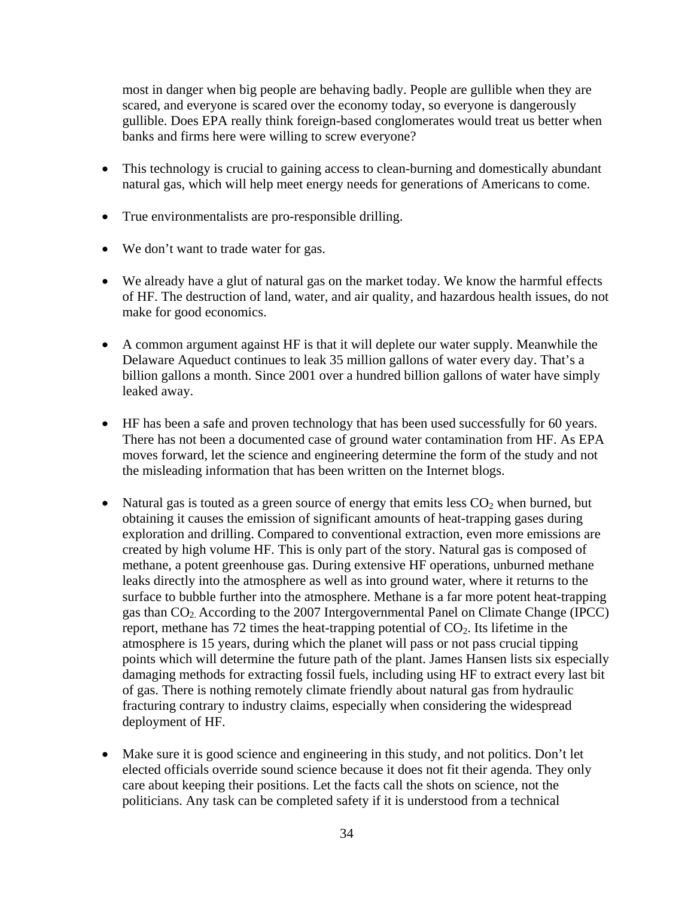most in danger when big people are behaving badly. People are gullible when they are scared, and everyone is scared over the economy today, so everyone is dangerously gullible. Does EPA really think foreign-based conglomerates would treat us better when banks and firms here were willing to screw everyone?

- This technology is crucial to gaining access to clean-burning and domestically abundant natural gas, which will help meet energy needs for generations of Americans to come.

- True environmentalists are pro-responsible drilling.

- We don't want to trade water for gas.

- We already have a glut of natural gas on the market today. We know the harmful effects of HF. The destruction of land, water, and air quality, and hazardous health issues, do not make for good economics.

- A common argument against HF is that it will deplete our water supply. Meanwhile the Delaware Aqueduct continues to leak 35 million gallons of water every day. That's a billion gallons a month. Since 2001 over a hundred billion gallons of water have simply leaked away.

- HF has been a safe and proven technology that has been used successfully for 60 years. There has not been a documented case of ground water contamination from HF. As EPA moves forward, let the science and engineering determine the form of the study and not the misleading information that has been written on the Internet blogs.

- Natural gas is touted as a green source of energy that emits less $CO_2$ when burned, but obtaining it causes the emission of significant amounts of heat-trapping gases during exploration and drilling. Compared to conventional extraction, even more emissions are created by high volume HF. This is only part of the story. Natural gas is composed of methane, a potent greenhouse gas. During extensive HF operations, unburned methane leaks directly into the atmosphere as well as into ground water, where it returns to the surface to bubble further into the atmosphere. Methane is a far more potent heat-trapping gas than $CO_2$. According to the 2007 Intergovernmental Panel on Climate Change (IPCC) report, methane has 72 times the heat-trapping potential of $CO_2$. Its lifetime in the atmosphere is 15 years, during which the planet will pass or not pass crucial tipping points which will determine the future path of the plant. James Hansen lists six especially damaging methods for extracting fossil fuels, including using HF to extract every last bit of gas. There is nothing remotely climate friendly about natural gas from hydraulic fracturing contrary to industry claims, especially when considering the widespread deployment of HF.

- Make sure it is good science and engineering in this study, and not politics. Don't let elected officials override sound science because it does not fit their agenda. They only care about keeping their positions. Let the facts call the shots on science, not the politicians. Any task can be completed safety if it is understood from a technical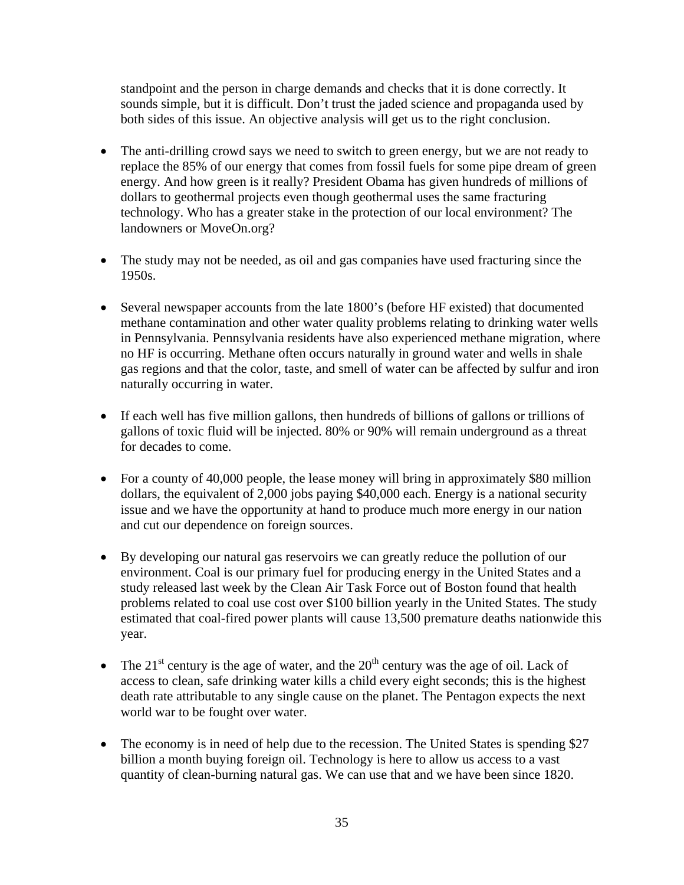standpoint and the person in charge demands and checks that it is done correctly. It sounds simple, but it is difficult. Don't trust the jaded science and propaganda used by both sides of this issue. An objective analysis will get us to the right conclusion.

- The anti-drilling crowd says we need to switch to green energy, but we are not ready to replace the 85% of our energy that comes from fossil fuels for some pipe dream of green energy. And how green is it really? President Obama has given hundreds of millions of dollars to geothermal projects even though geothermal uses the same fracturing technology. Who has a greater stake in the protection of our local environment? The landowners or MoveOn.org?

- The study may not be needed, as oil and gas companies have used fracturing since the 1950s.

- Several newspaper accounts from the late 1800's (before HF existed) that documented methane contamination and other water quality problems relating to drinking water wells in Pennsylvania. Pennsylvania residents have also experienced methane migration, where no HF is occurring. Methane often occurs naturally in ground water and wells in shale gas regions and that the color, taste, and smell of water can be affected by sulfur and iron naturally occurring in water.

- If each well has five million gallons, then hundreds of billions of gallons or trillions of gallons of toxic fluid will be injected. 80% or 90% will remain underground as a threat for decades to come.

- For a county of 40,000 people, the lease money will bring in approximately $80 million dollars, the equivalent of 2,000 jobs paying $40,000 each. Energy is a national security issue and we have the opportunity at hand to produce much more energy in our nation and cut our dependence on foreign sources.

- By developing our natural gas reservoirs we can greatly reduce the pollution of our environment. Coal is our primary fuel for producing energy in the United States and a study released last week by the Clean Air Task Force out of Boston found that health problems related to coal use cost over $100 billion yearly in the United States. The study estimated that coal-fired power plants will cause 13,500 premature deaths nationwide this year.

- The 21st century is the age of water, and the 20th century was the age of oil. Lack of access to clean, safe drinking water kills a child every eight seconds; this is the highest death rate attributable to any single cause on the planet. The Pentagon expects the next world war to be fought over water.

- The economy is in need of help due to the recession. The United States is spending $27 billion a month buying foreign oil. Technology is here to allow us access to a vast quantity of clean-burning natural gas. We can use that and we have been since 1820.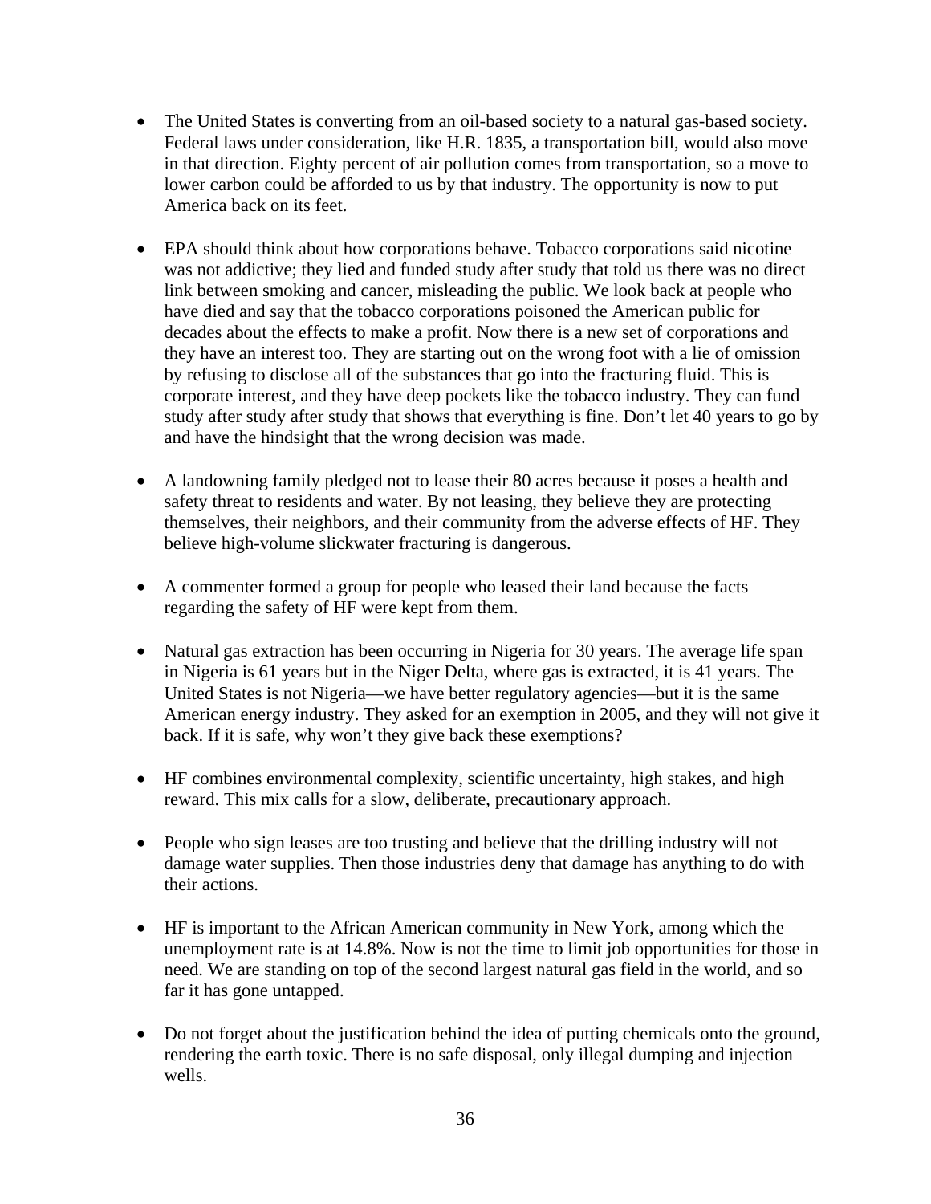- The United States is converting from an oil-based society to a natural gas-based society. Federal laws under consideration, like H.R. 1835, a transportation bill, would also move in that direction. Eighty percent of air pollution comes from transportation, so a move to lower carbon could be afforded to us by that industry. The opportunity is now to put America back on its feet.

- EPA should think about how corporations behave. Tobacco corporations said nicotine was not addictive; they lied and funded study after study that told us there was no direct link between smoking and cancer, misleading the public. We look back at people who have died and say that the tobacco corporations poisoned the American public for decades about the effects to make a profit. Now there is a new set of corporations and they have an interest too. They are starting out on the wrong foot with a lie of omission by refusing to disclose all of the substances that go into the fracturing fluid. This is corporate interest, and they have deep pockets like the tobacco industry. They can fund study after study after study that shows that everything is fine. Don't let 40 years to go by and have the hindsight that the wrong decision was made.

- A landowning family pledged not to lease their 80 acres because it poses a health and safety threat to residents and water. By not leasing, they believe they are protecting themselves, their neighbors, and their community from the adverse effects of HF. They believe high-volume slickwater fracturing is dangerous.

- A commenter formed a group for people who leased their land because the facts regarding the safety of HF were kept from them.

- Natural gas extraction has been occurring in Nigeria for 30 years. The average life span in Nigeria is 61 years but in the Niger Delta, where gas is extracted, it is 41 years. The United States is not Nigeria—we have better regulatory agencies—but it is the same American energy industry. They asked for an exemption in 2005, and they will not give it back. If it is safe, why won't they give back these exemptions?

- HF combines environmental complexity, scientific uncertainty, high stakes, and high reward. This mix calls for a slow, deliberate, precautionary approach.

- People who sign leases are too trusting and believe that the drilling industry will not damage water supplies. Then those industries deny that damage has anything to do with their actions.

- HF is important to the African American community in New York, among which the unemployment rate is at 14.8%. Now is not the time to limit job opportunities for those in need. We are standing on top of the second largest natural gas field in the world, and so far it has gone untapped.

- Do not forget about the justification behind the idea of putting chemicals onto the ground, rendering the earth toxic. There is no safe disposal, only illegal dumping and injection wells.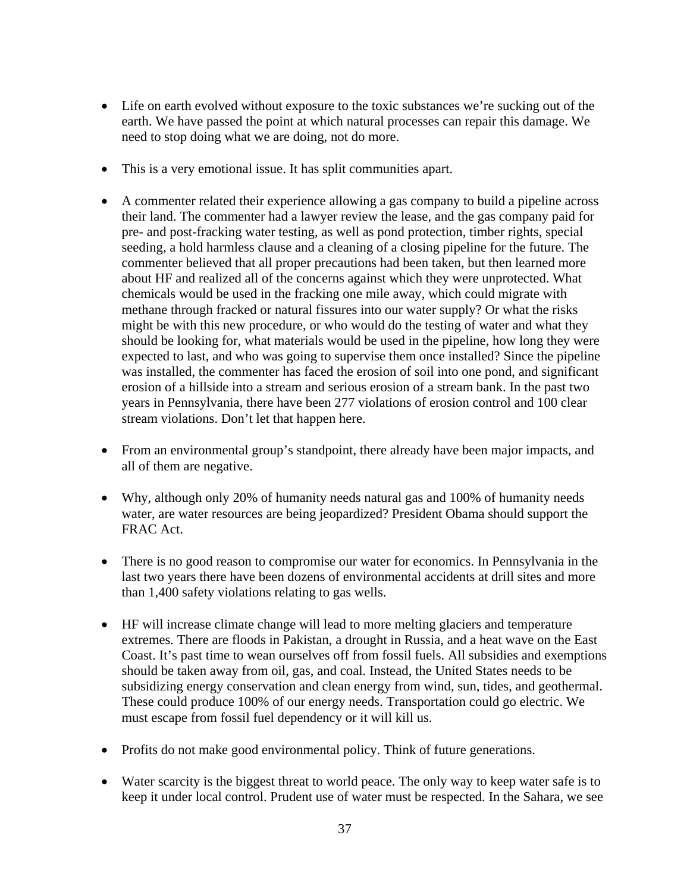- Life on earth evolved without exposure to the toxic substances we're sucking out of the earth. We have passed the point at which natural processes can repair this damage. We need to stop doing what we are doing, not do more.

- This is a very emotional issue. It has split communities apart.

- A commenter related their experience allowing a gas company to build a pipeline across their land. The commenter had a lawyer review the lease, and the gas company paid for pre- and post-fracking water testing, as well as pond protection, timber rights, special seeding, a hold harmless clause and a cleaning of a closing pipeline for the future. The commenter believed that all proper precautions had been taken, but then learned more about HF and realized all of the concerns against which they were unprotected. What chemicals would be used in the fracking one mile away, which could migrate with methane through fracked or natural fissures into our water supply? Or what the risks might be with this new procedure, or who would do the testing of water and what they should be looking for, what materials would be used in the pipeline, how long they were expected to last, and who was going to supervise them once installed? Since the pipeline was installed, the commenter has faced the erosion of soil into one pond, and significant erosion of a hillside into a stream and serious erosion of a stream bank. In the past two years in Pennsylvania, there have been 277 violations of erosion control and 100 clear stream violations. Don't let that happen here.

- From an environmental group's standpoint, there already have been major impacts, and all of them are negative.

- Why, although only 20% of humanity needs natural gas and 100% of humanity needs water, are water resources are being jeopardized? President Obama should support the FRAC Act.

- There is no good reason to compromise our water for economics. In Pennsylvania in the last two years there have been dozens of environmental accidents at drill sites and more than 1,400 safety violations relating to gas wells.

- HF will increase climate change will lead to more melting glaciers and temperature extremes. There are floods in Pakistan, a drought in Russia, and a heat wave on the East Coast. It's past time to wean ourselves off from fossil fuels. All subsidies and exemptions should be taken away from oil, gas, and coal. Instead, the United States needs to be subsidizing energy conservation and clean energy from wind, sun, tides, and geothermal. These could produce 100% of our energy needs. Transportation could go electric. We must escape from fossil fuel dependency or it will kill us.

- Profits do not make good environmental policy. Think of future generations.

- Water scarcity is the biggest threat to world peace. The only way to keep water safe is to keep it under local control. Prudent use of water must be respected. In the Sahara, we see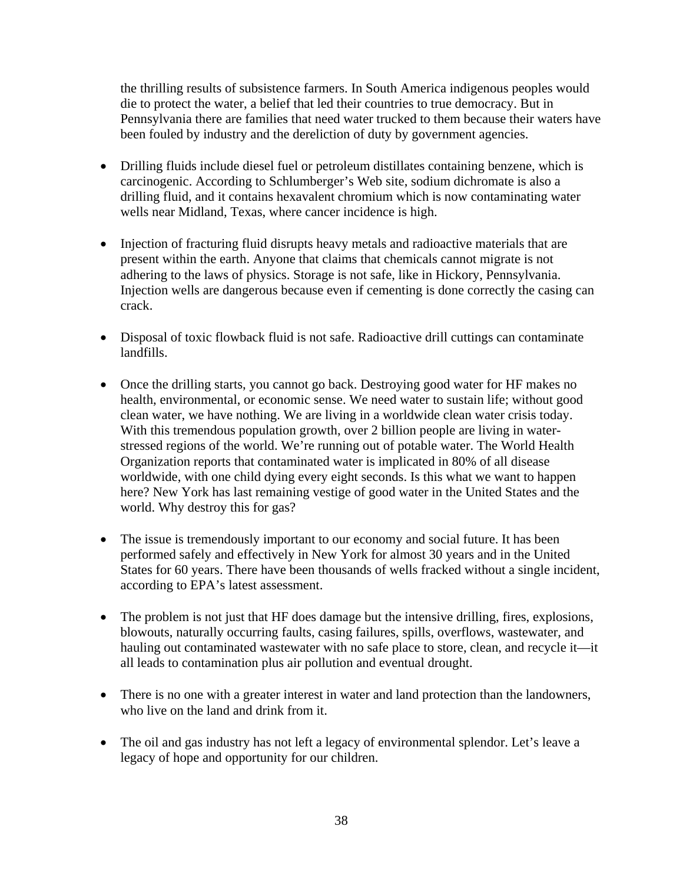the thrilling results of subsistence farmers. In South America indigenous peoples would die to protect the water, a belief that led their countries to true democracy. But in Pennsylvania there are families that need water trucked to them because their waters have been fouled by industry and the dereliction of duty by government agencies.

- Drilling fluids include diesel fuel or petroleum distillates containing benzene, which is carcinogenic. According to Schlumberger's Web site, sodium dichromate is also a drilling fluid, and it contains hexavalent chromium which is now contaminating water wells near Midland, Texas, where cancer incidence is high.

- Injection of fracturing fluid disrupts heavy metals and radioactive materials that are present within the earth. Anyone that claims that chemicals cannot migrate is not adhering to the laws of physics. Storage is not safe, like in Hickory, Pennsylvania. Injection wells are dangerous because even if cementing is done correctly the casing can crack.

- Disposal of toxic flowback fluid is not safe. Radioactive drill cuttings can contaminate landfills.

- Once the drilling starts, you cannot go back. Destroying good water for HF makes no health, environmental, or economic sense. We need water to sustain life; without good clean water, we have nothing. We are living in a worldwide clean water crisis today. With this tremendous population growth, over 2 billion people are living in water-stressed regions of the world. We're running out of potable water. The World Health Organization reports that contaminated water is implicated in 80% of all disease worldwide, with one child dying every eight seconds. Is this what we want to happen here? New York has last remaining vestige of good water in the United States and the world. Why destroy this for gas?

- The issue is tremendously important to our economy and social future. It has been performed safely and effectively in New York for almost 30 years and in the United States for 60 years. There have been thousands of wells fracked without a single incident, according to EPA's latest assessment.

- The problem is not just that HF does damage but the intensive drilling, fires, explosions, blowouts, naturally occurring faults, casing failures, spills, overflows, wastewater, and hauling out contaminated wastewater with no safe place to store, clean, and recycle it—it all leads to contamination plus air pollution and eventual drought.

- There is no one with a greater interest in water and land protection than the landowners, who live on the land and drink from it.

- The oil and gas industry has not left a legacy of environmental splendor. Let's leave a legacy of hope and opportunity for our children.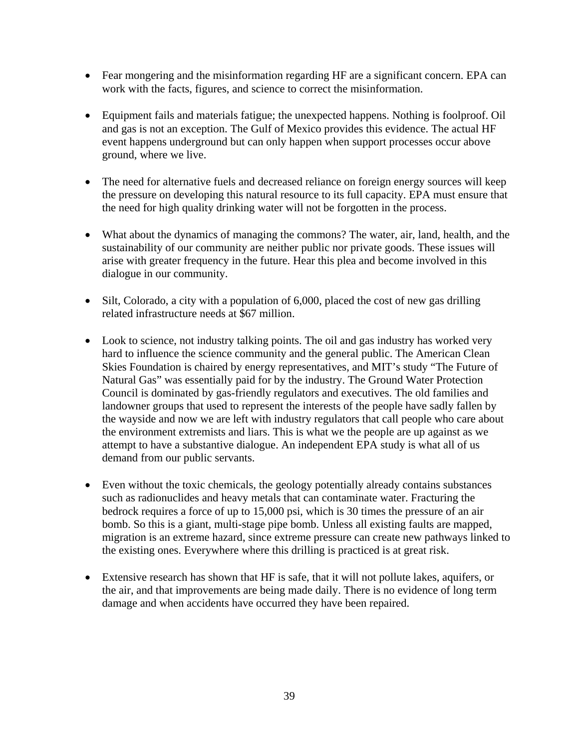- Fear mongering and the misinformation regarding HF are a significant concern. EPA can work with the facts, figures, and science to correct the misinformation.

- Equipment fails and materials fatigue; the unexpected happens. Nothing is foolproof. Oil and gas is not an exception. The Gulf of Mexico provides this evidence. The actual HF event happens underground but can only happen when support processes occur above ground, where we live.

- The need for alternative fuels and decreased reliance on foreign energy sources will keep the pressure on developing this natural resource to its full capacity. EPA must ensure that the need for high quality drinking water will not be forgotten in the process.

- What about the dynamics of managing the commons? The water, air, land, health, and the sustainability of our community are neither public nor private goods. These issues will arise with greater frequency in the future. Hear this plea and become involved in this dialogue in our community.

- Silt, Colorado, a city with a population of 6,000, placed the cost of new gas drilling related infrastructure needs at $67 million.

- Look to science, not industry talking points. The oil and gas industry has worked very hard to influence the science community and the general public. The American Clean Skies Foundation is chaired by energy representatives, and MIT's study "The Future of Natural Gas" was essentially paid for by the industry. The Ground Water Protection Council is dominated by gas-friendly regulators and executives. The old families and landowner groups that used to represent the interests of the people have sadly fallen by the wayside and now we are left with industry regulators that call people who care about the environment extremists and liars. This is what we the people are up against as we attempt to have a substantive dialogue. An independent EPA study is what all of us demand from our public servants.

- Even without the toxic chemicals, the geology potentially already contains substances such as radionuclides and heavy metals that can contaminate water. Fracturing the bedrock requires a force of up to 15,000 psi, which is 30 times the pressure of an air bomb. So this is a giant, multi-stage pipe bomb. Unless all existing faults are mapped, migration is an extreme hazard, since extreme pressure can create new pathways linked to the existing ones. Everywhere where this drilling is practiced is at great risk.

- Extensive research has shown that HF is safe, that it will not pollute lakes, aquifers, or the air, and that improvements are being made daily. There is no evidence of long term damage and when accidents have occurred they have been repaired.